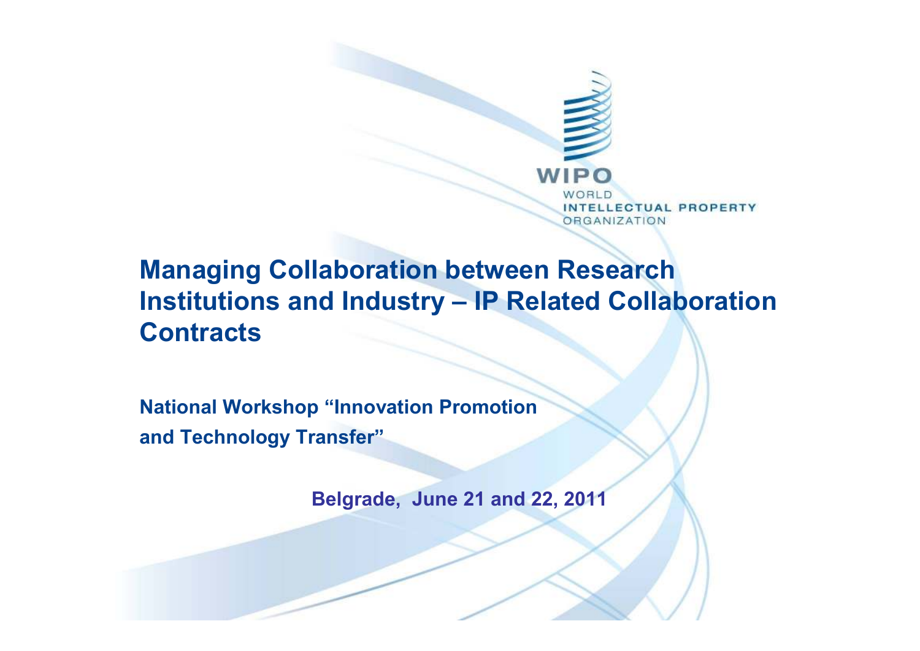WIPO
WORLD
INTELLECTUAL PROPERTY
ORGANIZATION

# Managing Collaboration between Research Institutions and Industry – IP Related Collaboration Contracts

**National Workshop "Innovation Promotion and Technology Transfer"**

**Belgrade, June 21 and 22, 2011**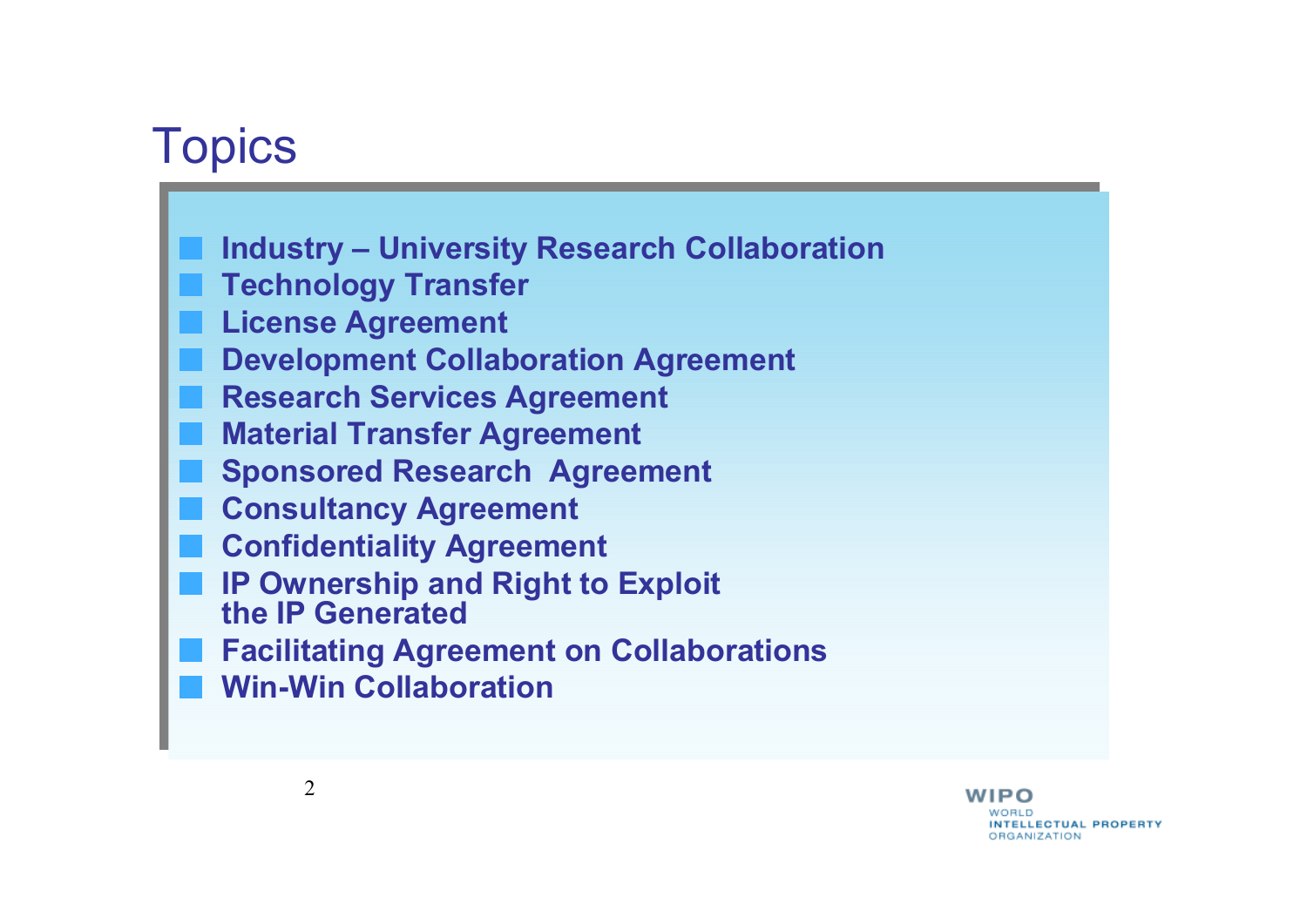# Topics

- **Industry – University Research Collaboration**
- **Technology Transfer**
- **License Agreement**
- **Development Collaboration Agreement**
- **Research Services Agreement**
- **Material Transfer Agreement**
- **Sponsored Research  Agreement**
- **Consultancy Agreement**
- **Confidentiality Agreement**
- **IP Ownership and Right to Exploit the IP Generated**
- **Facilitating Agreement on Collaborations**
- **Win-Win Collaboration**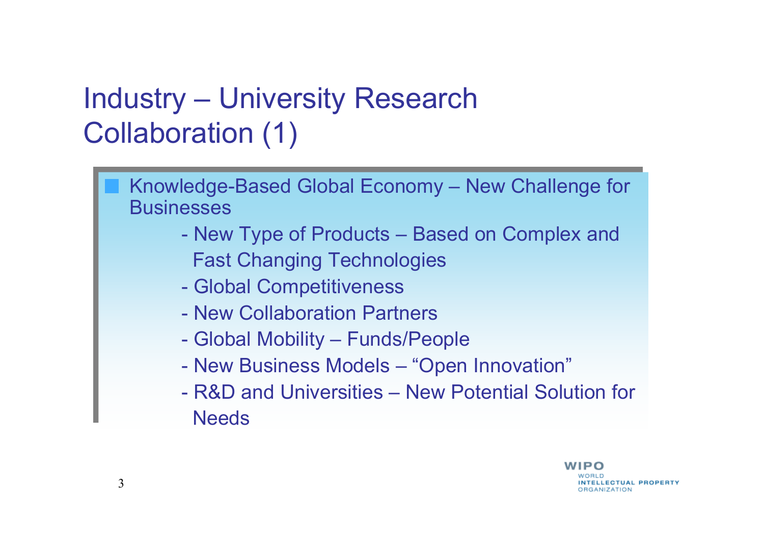# Industry – University Research Collaboration (1)

- Knowledge-Based Global Economy – New Challenge for Businesses
  - New Type of Products – Based on Complex and Fast Changing Technologies
  - Global Competitiveness
  - New Collaboration Partners
  - Global Mobility – Funds/People
  - New Business Models – “Open Innovation”
  - R&D and Universities – New Potential Solution for Needs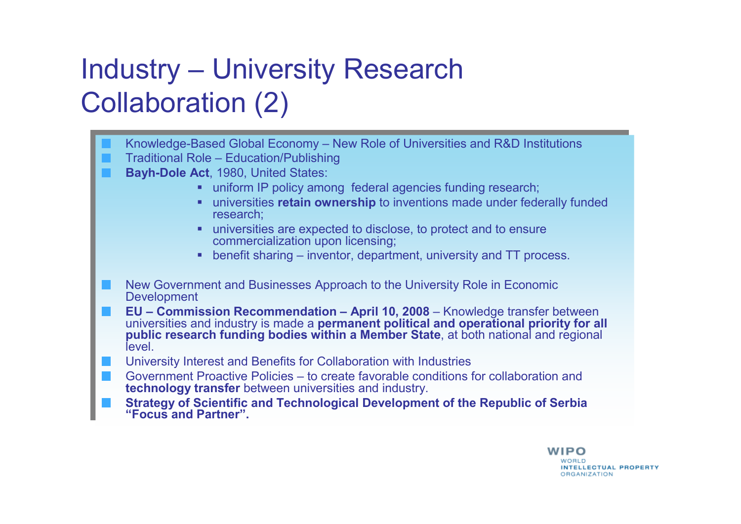# Industry – University Research Collaboration (2)

- Knowledge-Based Global Economy – New Role of Universities and R&D Institutions
- Traditional Role – Education/Publishing
- **Bayh-Dole Act**, 1980, United States:
  - uniform IP policy among federal agencies funding research;
  - universities **retain ownership** to inventions made under federally funded research;
  - universities are expected to disclose, to protect and to ensure commercialization upon licensing;
  - benefit sharing – inventor, department, university and TT process.
- New Government and Businesses Approach to the University Role in Economic Development
- **EU – Commission Recommendation – April 10, 2008** – Knowledge transfer between universities and industry is made a **permanent political and operational priority for all public research funding bodies within a Member State**, at both national and regional level.
- University Interest and Benefits for Collaboration with Industries
- Government Proactive Policies – to create favorable conditions for collaboration and **technology transfer** between universities and industry.
- **Strategy of Scientific and Technological Development of the Republic of Serbia "Focus and Partner".**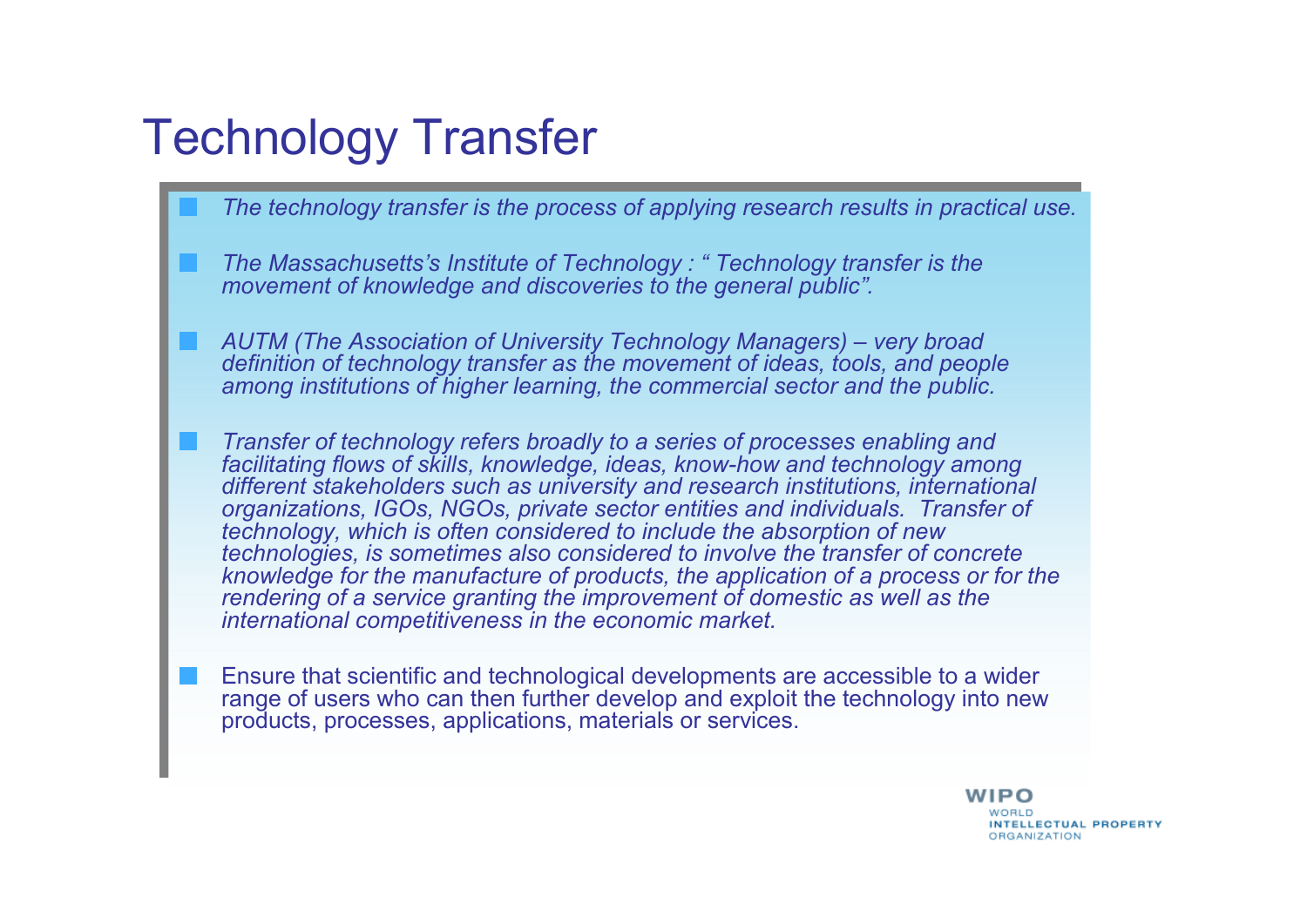# Technology Transfer

- *The technology transfer is the process of applying research results in practical use.*
- *The Massachusetts's Institute of Technology : " Technology transfer is the movement of knowledge and discoveries to the general public".*
- *AUTM (The Association of University Technology Managers) – very broad definition of technology transfer as the movement of ideas, tools, and people among institutions of higher learning, the commercial sector and the public.*
- *Transfer of technology refers broadly to a series of processes enabling and facilitating flows of skills, knowledge, ideas, know-how and technology among different stakeholders such as university and research institutions, international organizations, IGOs, NGOs, private sector entities and individuals. Transfer of technology, which is often considered to include the absorption of new technologies, is sometimes also considered to involve the transfer of concrete knowledge for the manufacture of products, the application of a process or for the rendering of a service granting the improvement of domestic as well as the international competitiveness in the economic market.*
- Ensure that scientific and technological developments are accessible to a wider range of users who can then further develop and exploit the technology into new products, processes, applications, materials or services.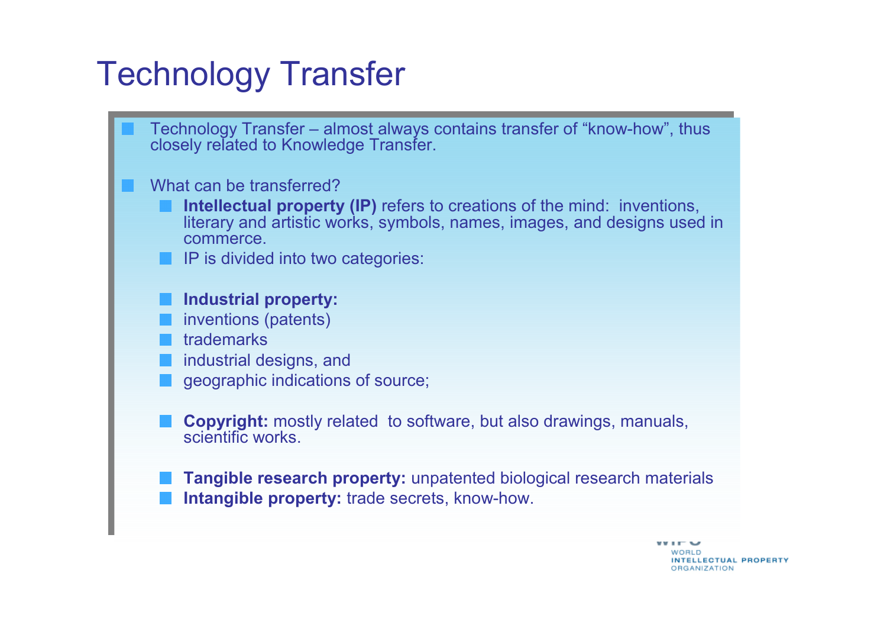# Technology Transfer

- Technology Transfer – almost always contains transfer of “know-how”, thus closely related to Knowledge Transfer.

- What can be transferred?
  - **Intellectual property (IP)** refers to creations of the mind: inventions, literary and artistic works, symbols, names, images, and designs used in commerce.
  - IP is divided into two categories:

  - **Industrial property:**
  - inventions (patents)
  - trademarks
  - industrial designs, and
  - geographic indications of source;

  - **Copyright:** mostly related to software, but also drawings, manuals, scientific works.

  - **Tangible research property:** unpatented biological research materials
  - **Intangible property:** trade secrets, know-how.

WORLD INTELLECTUAL PROPERTY ORGANIZATION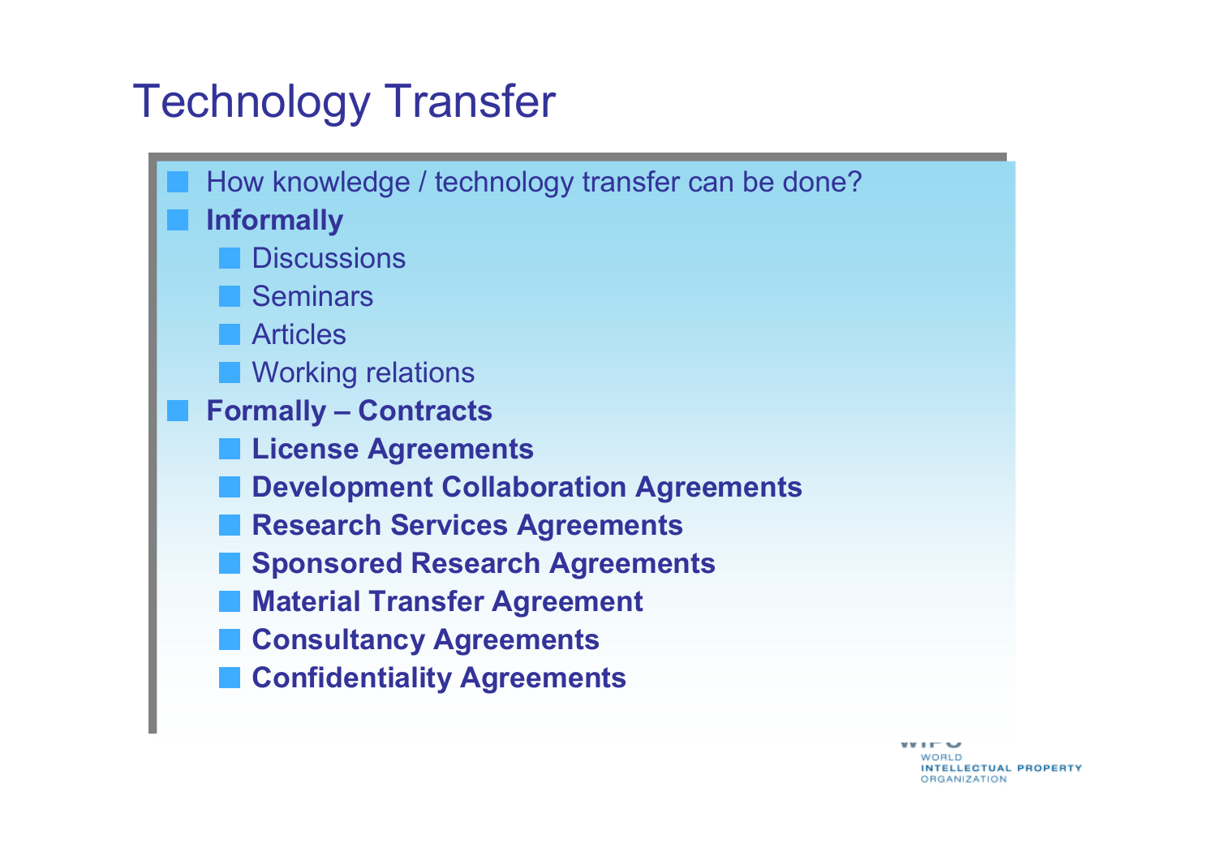# Technology Transfer

- How knowledge / technology transfer can be done?
- **Informally**
  - Discussions
  - Seminars
  - Articles
  - Working relations
- **Formally – Contracts**
  - **License Agreements**
  - **Development Collaboration Agreements**
  - **Research Services Agreements**
  - **Sponsored Research Agreements**
  - **Material Transfer Agreement**
  - **Consultancy Agreements**
  - **Confidentiality Agreements**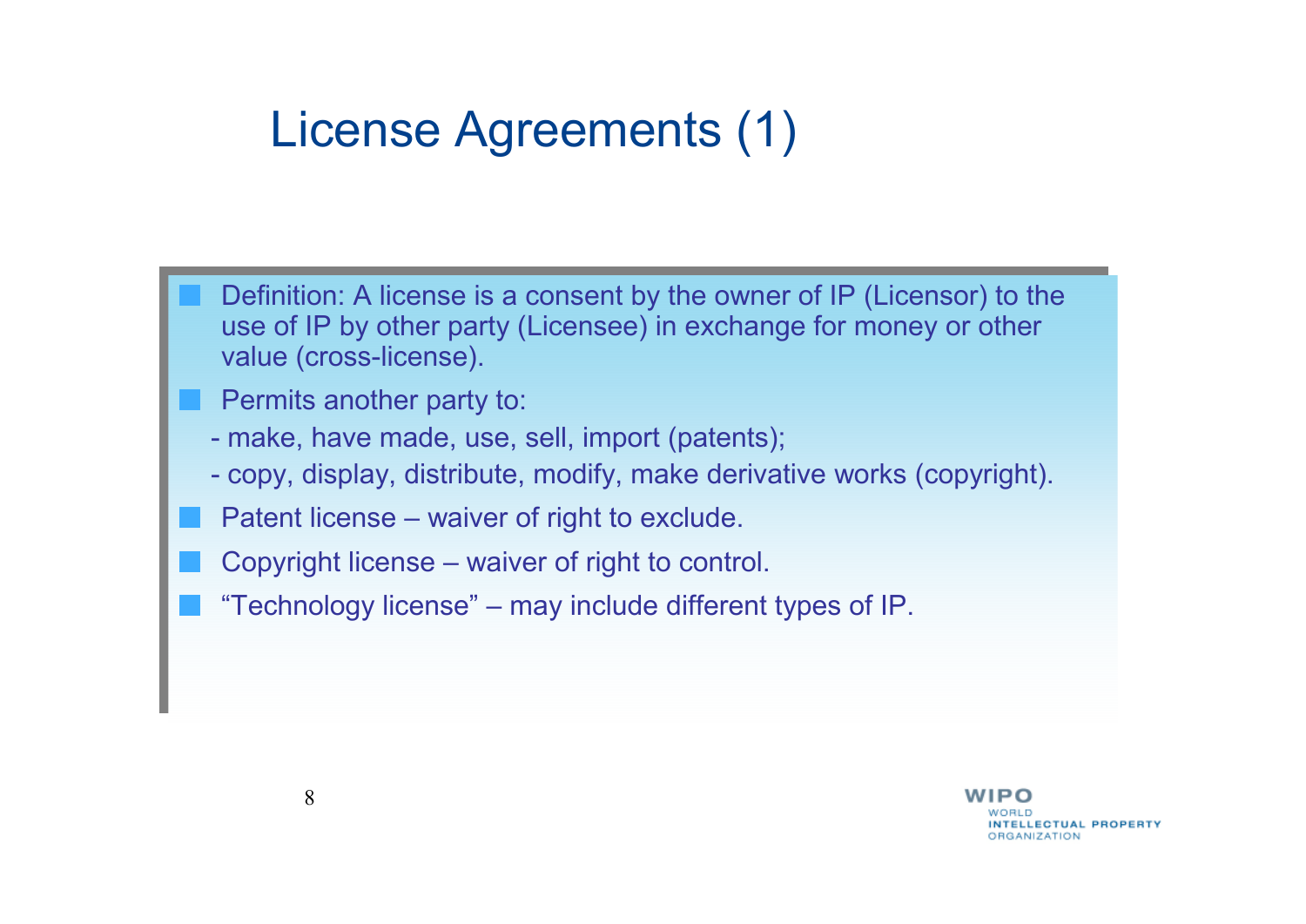# License Agreements (1)

- Definition: A license is a consent by the owner of IP (Licensor) to the use of IP by other party (Licensee) in exchange for money or other value (cross-license).
- Permits another party to:
  - make, have made, use, sell, import (patents);
  - copy, display, distribute, modify, make derivative works (copyright).
- Patent license – waiver of right to exclude.
- Copyright license – waiver of right to control.
- "Technology license" – may include different types of IP.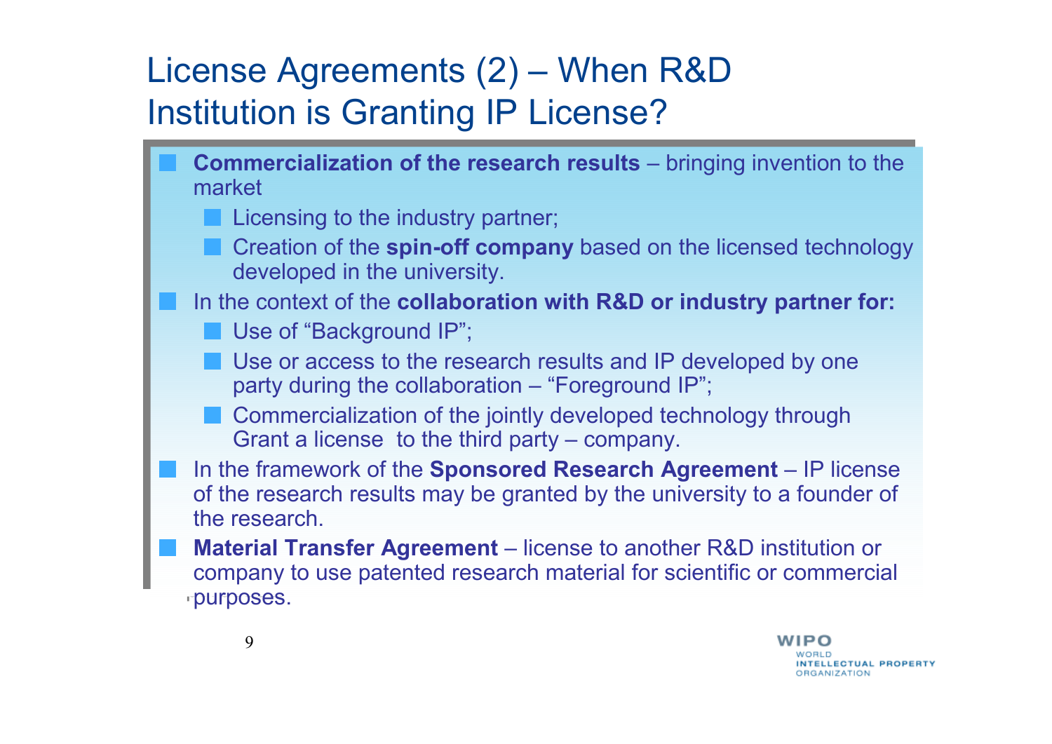# License Agreements (2) – When R&D Institution is Granting IP License?

- **Commercialization of the research results** – bringing invention to the market
  - Licensing to the industry partner;
  - Creation of the **spin-off company** based on the licensed technology developed in the university.
- In the context of the **collaboration with R&D or industry partner for:**
  - Use of "Background IP";
  - Use or access to the research results and IP developed by one party during the collaboration – "Foreground IP";
  - Commercialization of the jointly developed technology through Grant a license  to the third party – company.
- In the framework of the **Sponsored Research Agreement** – IP license of the research results may be granted by the university to a founder of the research.
- **Material Transfer Agreement** – license to another R&D institution or company to use patented research material for scientific or commercial purposes.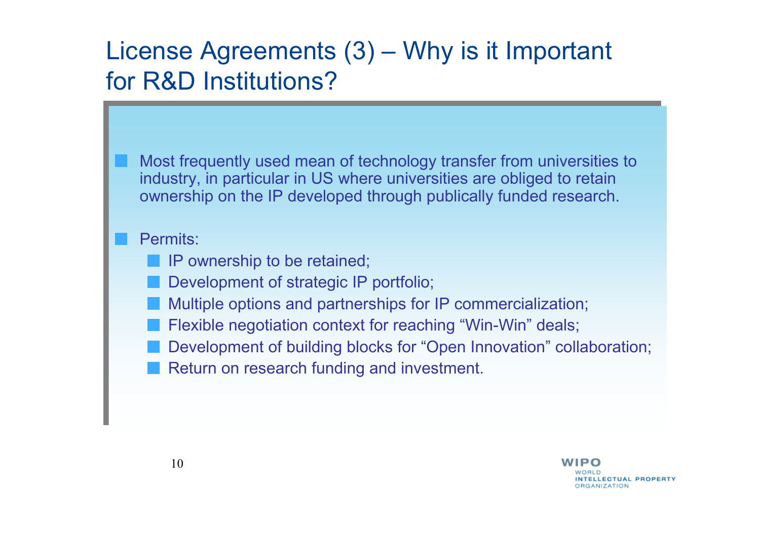# License Agreements (3) – Why is it Important for R&D Institutions?

- Most frequently used mean of technology transfer from universities to industry, in particular in US where universities are obliged to retain ownership on the IP developed through publically funded research.
- Permits:
  - IP ownership to be retained;
  - Development of strategic IP portfolio;
  - Multiple options and partnerships for IP commercialization;
  - Flexible negotiation context for reaching “Win-Win” deals;
  - Development of building blocks for “Open Innovation” collaboration;
  - Return on research funding and investment.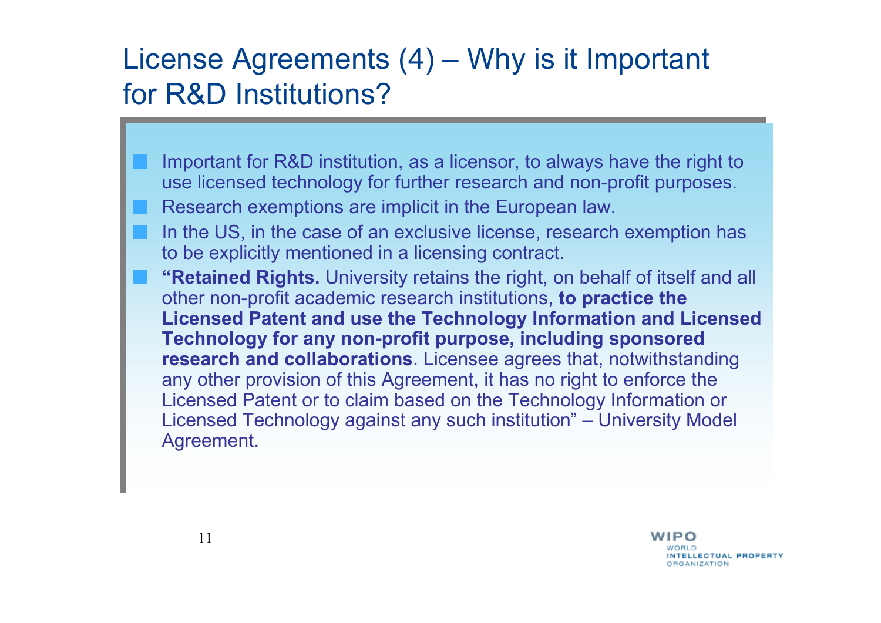# License Agreements (4) – Why is it Important for R&D Institutions?

- Important for R&D institution, as a licensor, to always have the right to use licensed technology for further research and non-profit purposes.
- Research exemptions are implicit in the European law.
- In the US, in the case of an exclusive license, research exemption has to be explicitly mentioned in a licensing contract.
- **"Retained Rights.** University retains the right, on behalf of itself and all other non-profit academic research institutions, **to practice the Licensed Patent and use the Technology Information and Licensed Technology for any non-profit purpose, including sponsored research and collaborations**. Licensee agrees that, notwithstanding any other provision of this Agreement, it has no right to enforce the Licensed Patent or to claim based on the Technology Information or Licensed Technology against any such institution" – University Model Agreement.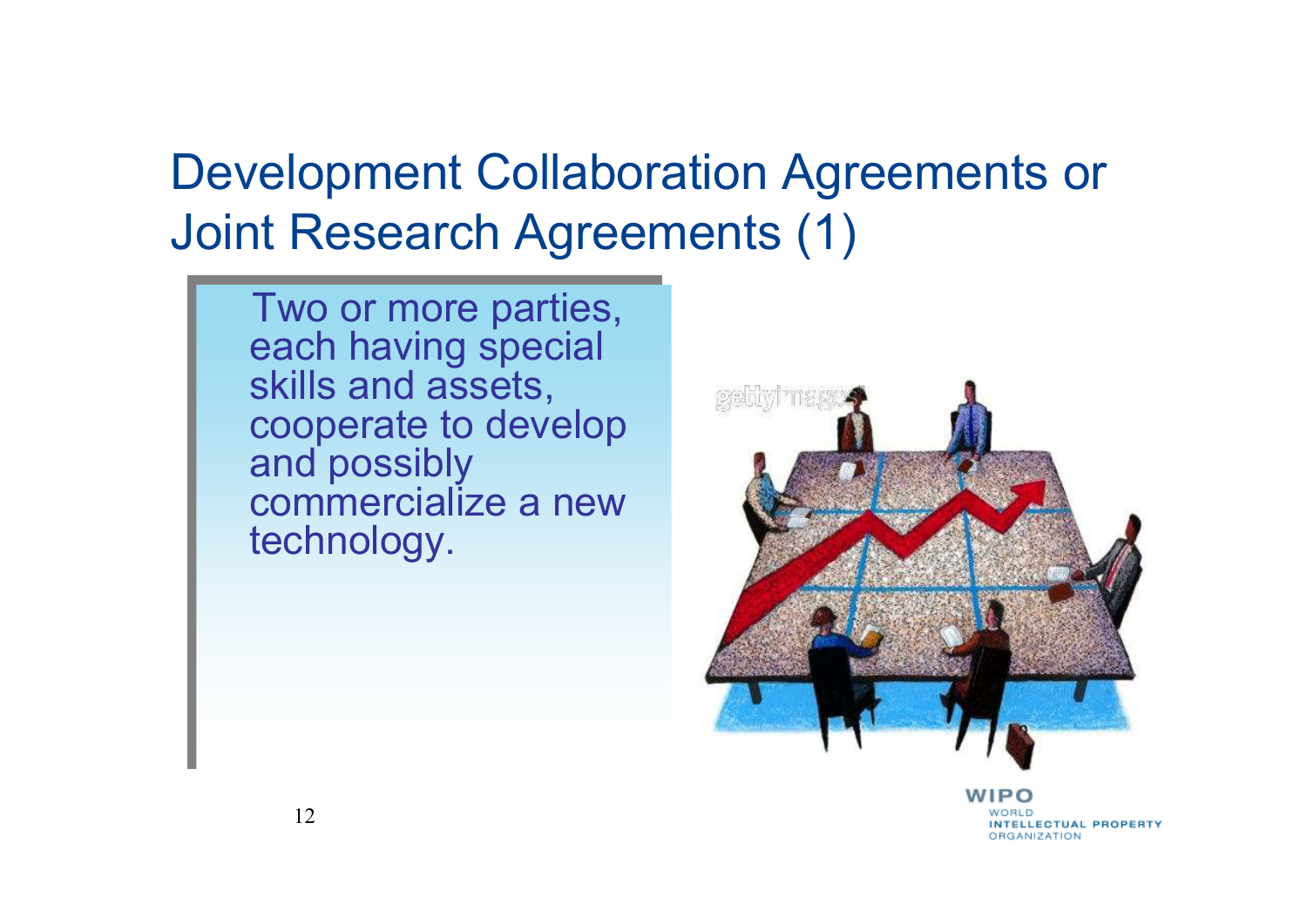# Development Collaboration Agreements or Joint Research Agreements (1)

Two or more parties, each having special skills and assets, cooperate to develop and possibly commercialize a new technology.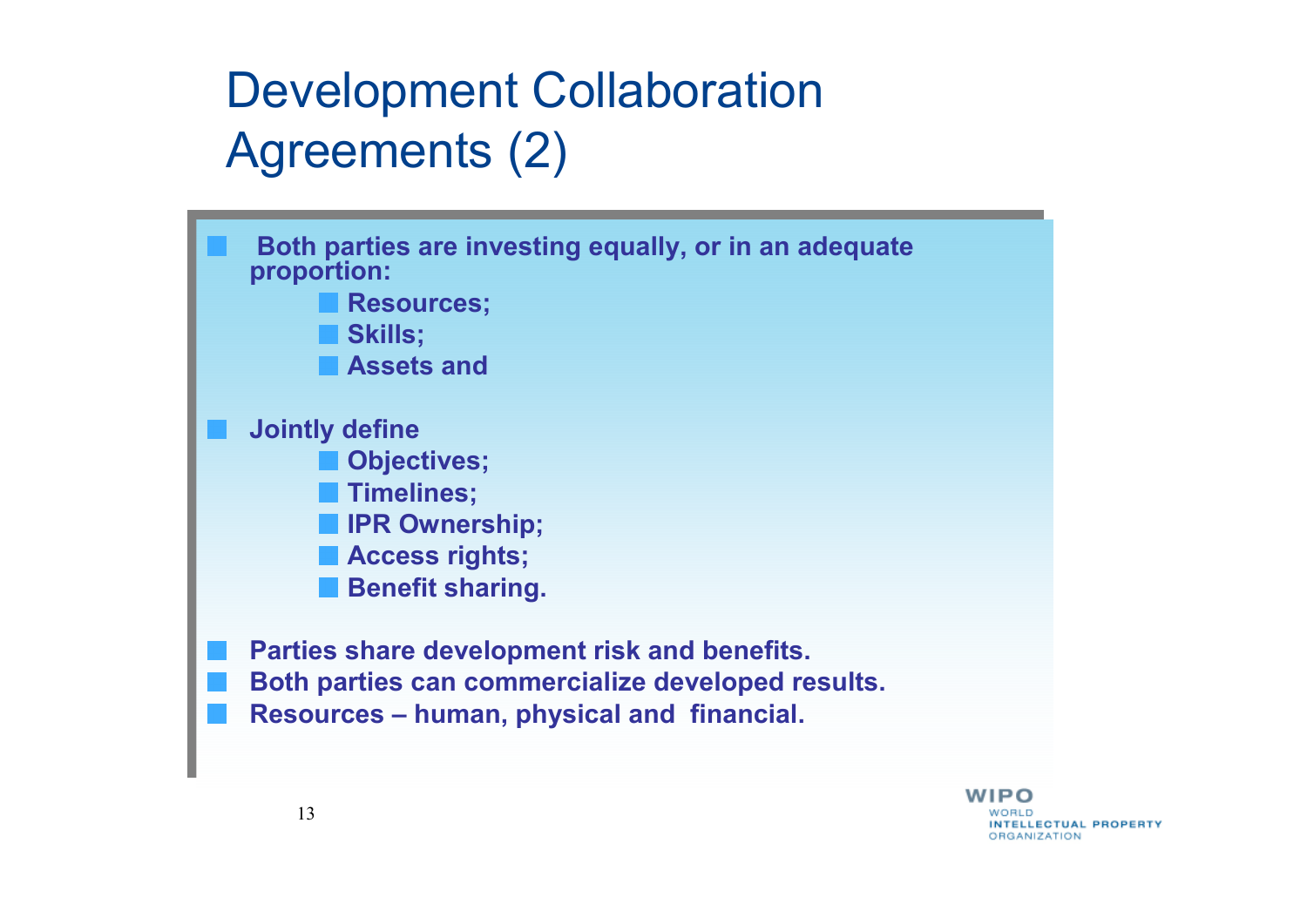# Development Collaboration Agreements (2)

- **Both parties are investing equally, or in an adequate proportion:**
  - **Resources;**
  - **Skills;**
  - **Assets and**
- **Jointly define**
  - **Objectives;**
  - **Timelines;**
  - **IPR Ownership;**
  - **Access rights;**
  - **Benefit sharing.**
- **Parties share development risk and benefits.**
- **Both parties can commercialize developed results.**
- **Resources – human, physical and financial.**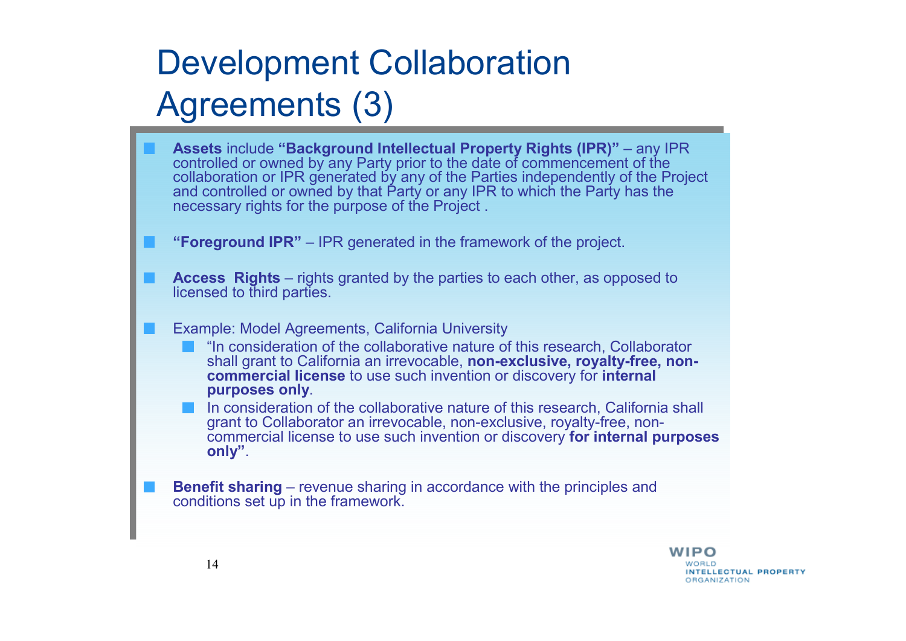# Development Collaboration Agreements (3)

- **Assets** include **"Background Intellectual Property Rights (IPR)"** – any IPR controlled or owned by any Party prior to the date of commencement of the collaboration or IPR generated by any of the Parties independently of the Project and controlled or owned by that Party or any IPR to which the Party has the necessary rights for the purpose of the Project .

- **"Foreground IPR"** – IPR generated in the framework of the project.

- **Access Rights** – rights granted by the parties to each other, as opposed to licensed to third parties.

- Example: Model Agreements, California University
  - "In consideration of the collaborative nature of this research, Collaborator shall grant to California an irrevocable, **non-exclusive, royalty-free, non-commercial license** to use such invention or discovery for **internal purposes only**.
  - In consideration of the collaborative nature of this research, California shall grant to Collaborator an irrevocable, non-exclusive, royalty-free, non-commercial license to use such invention or discovery **for internal purposes only"**.

- **Benefit sharing** – revenue sharing in accordance with the principles and conditions set up in the framework.

WIPO
WORLD
INTELLECTUAL PROPERTY
ORGANIZATION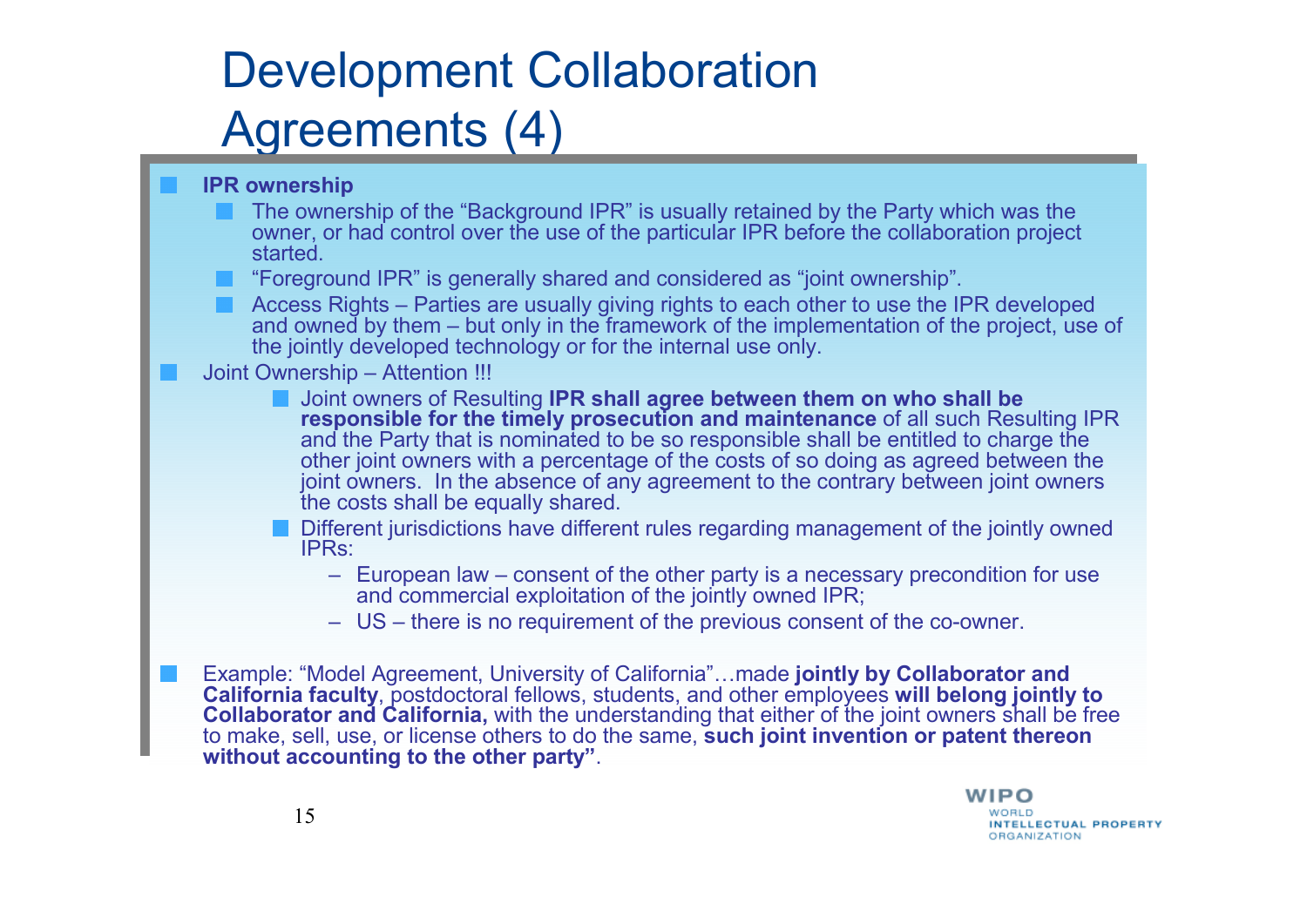# Development Collaboration Agreements (4)

- **IPR ownership**
  - The ownership of the “Background IPR” is usually retained by the Party which was the owner, or had control over the use of the particular IPR before the collaboration project started.
  - “Foreground IPR” is generally shared and considered as “joint ownership”.
  - Access Rights – Parties are usually giving rights to each other to use the IPR developed and owned by them – but only in the framework of the implementation of the project, use of the jointly developed technology or for the internal use only.
- Joint Ownership – Attention !!!
  - Joint owners of Resulting **IPR shall agree between them on who shall be responsible for the timely prosecution and maintenance** of all such Resulting IPR and the Party that is nominated to be so responsible shall be entitled to charge the other joint owners with a percentage of the costs of so doing as agreed between the joint owners. In the absence of any agreement to the contrary between joint owners the costs shall be equally shared.
  - Different jurisdictions have different rules regarding management of the jointly owned IPRs:
    - European law – consent of the other party is a necessary precondition for use and commercial exploitation of the jointly owned IPR;
    - US – there is no requirement of the previous consent of the co-owner.
- Example: “Model Agreement, University of California”…made **jointly by Collaborator and California faculty**, postdoctoral fellows, students, and other employees **will belong jointly to Collaborator and California,** with the understanding that either of the joint owners shall be free to make, sell, use, or license others to do the same, **such joint invention or patent thereon without accounting to the other party”**.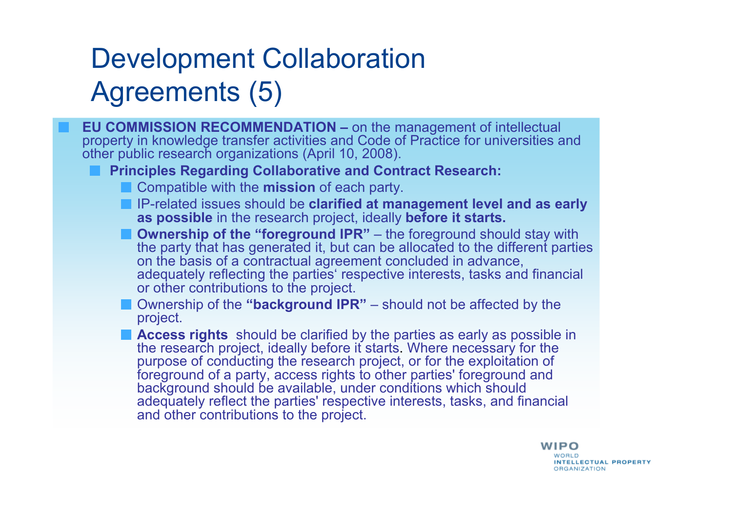# Development Collaboration Agreements (5)

- **EU COMMISSION RECOMMENDATION –** on the management of intellectual property in knowledge transfer activities and Code of Practice for universities and other public research organizations (April 10, 2008).
  - **Principles Regarding Collaborative and Contract Research:**
    - Compatible with the **mission** of each party.
    - IP-related issues should be **clarified at management level and as early as possible** in the research project, ideally **before it starts.**
    - **Ownership of the "foreground IPR"** – the foreground should stay with the party that has generated it, but can be allocated to the different parties on the basis of a contractual agreement concluded in advance, adequately reflecting the parties' respective interests, tasks and financial or other contributions to the project.
    - Ownership of the **"background IPR"** – should not be affected by the project.
    - **Access rights** should be clarified by the parties as early as possible in the research project, ideally before it starts. Where necessary for the purpose of conducting the research project, or for the exploitation of foreground of a party, access rights to other parties' foreground and background should be available, under conditions which should adequately reflect the parties' respective interests, tasks, and financial and other contributions to the project.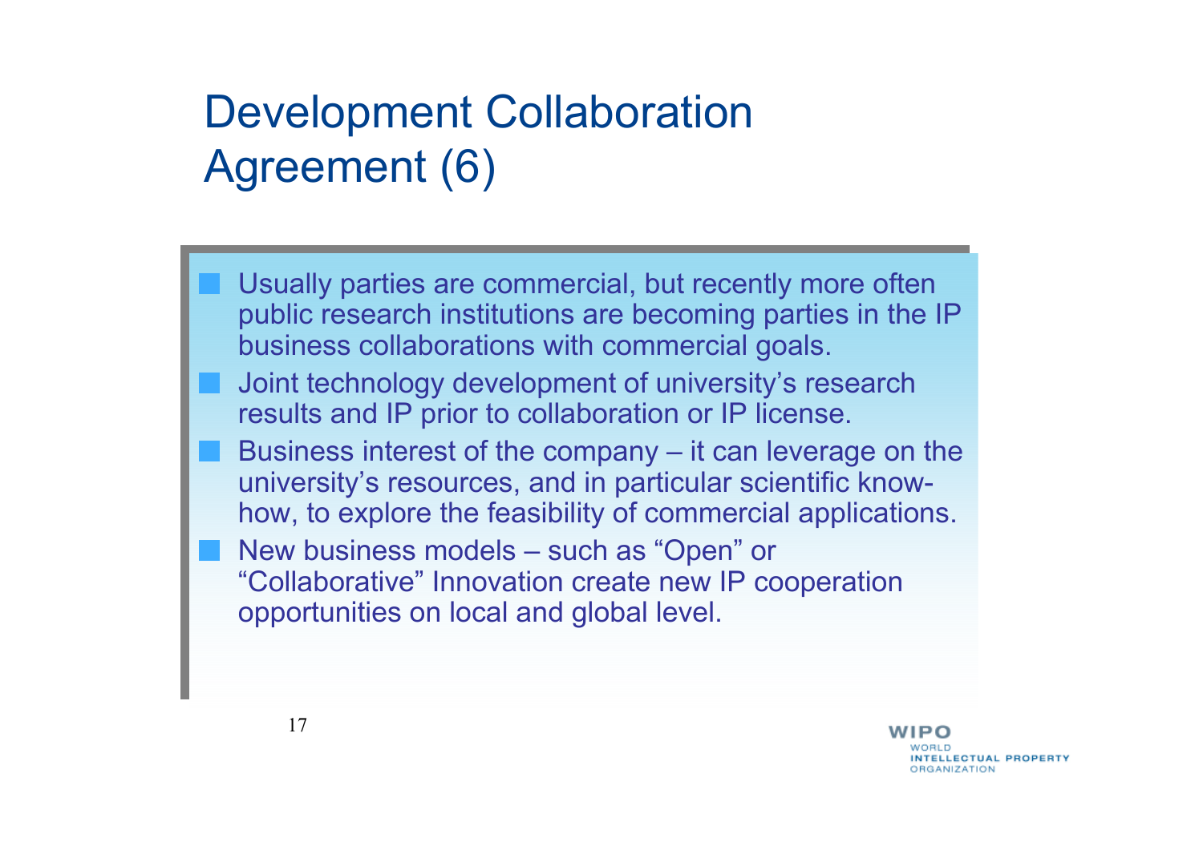# Development Collaboration Agreement (6)

- Usually parties are commercial, but recently more often public research institutions are becoming parties in the IP business collaborations with commercial goals.
- Joint technology development of university's research results and IP prior to collaboration or IP license.
- Business interest of the company – it can leverage on the university's resources, and in particular scientific know-how, to explore the feasibility of commercial applications.
- New business models – such as "Open" or "Collaborative" Innovation create new IP cooperation opportunities on local and global level.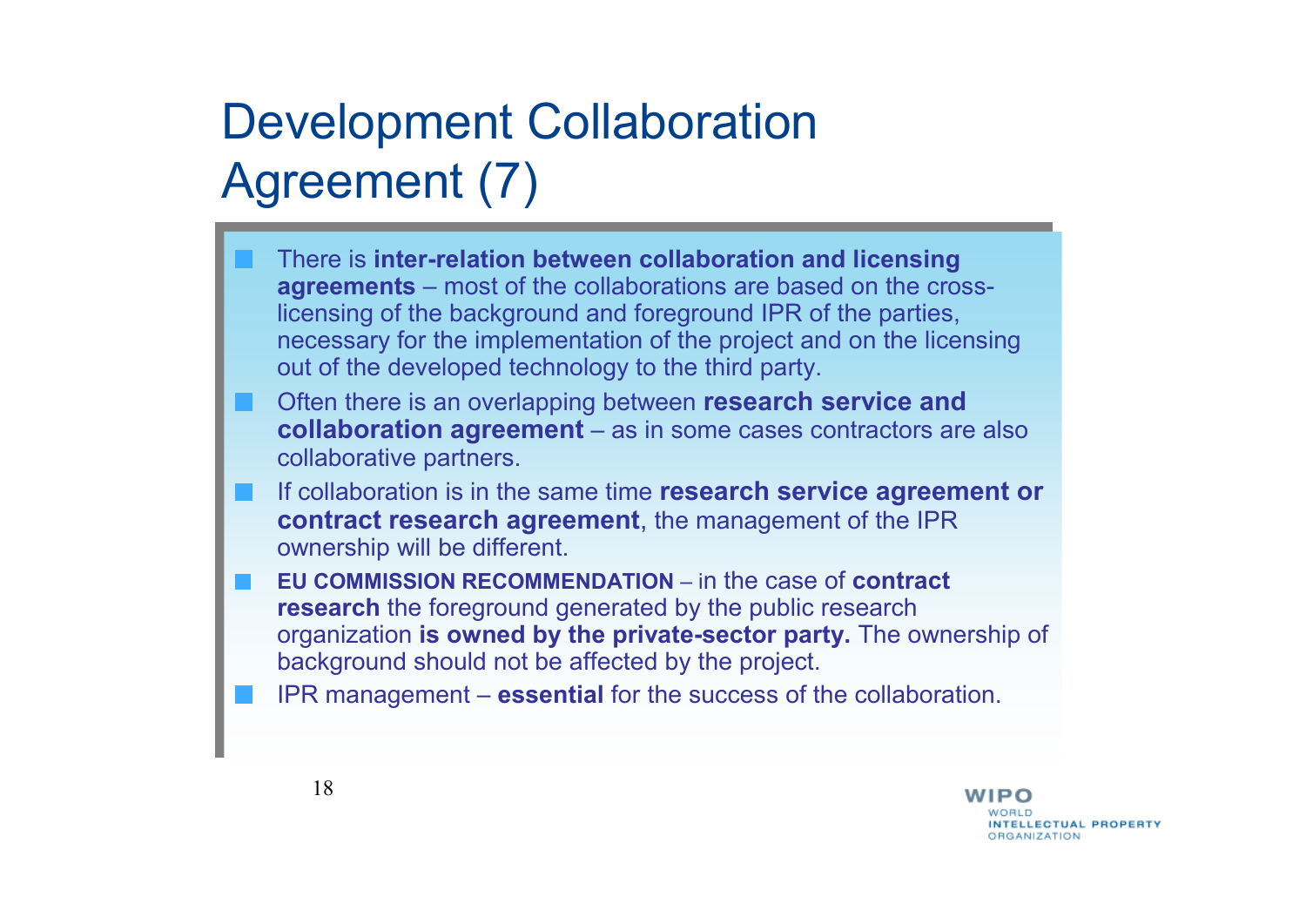# Development Collaboration Agreement (7)

- There is **inter-relation between collaboration and licensing agreements** – most of the collaborations are based on the cross-licensing of the background and foreground IPR of the parties, necessary for the implementation of the project and on the licensing out of the developed technology to the third party.
- Often there is an overlapping between **research service and collaboration agreement** – as in some cases contractors are also collaborative partners.
- If collaboration is in the same time **research service agreement or contract research agreement**, the management of the IPR ownership will be different.
- **EU COMMISSION RECOMMENDATION** – in the case of **contract research** the foreground generated by the public research organization **is owned by the private-sector party.** The ownership of background should not be affected by the project.
- IPR management – **essential** for the success of the collaboration.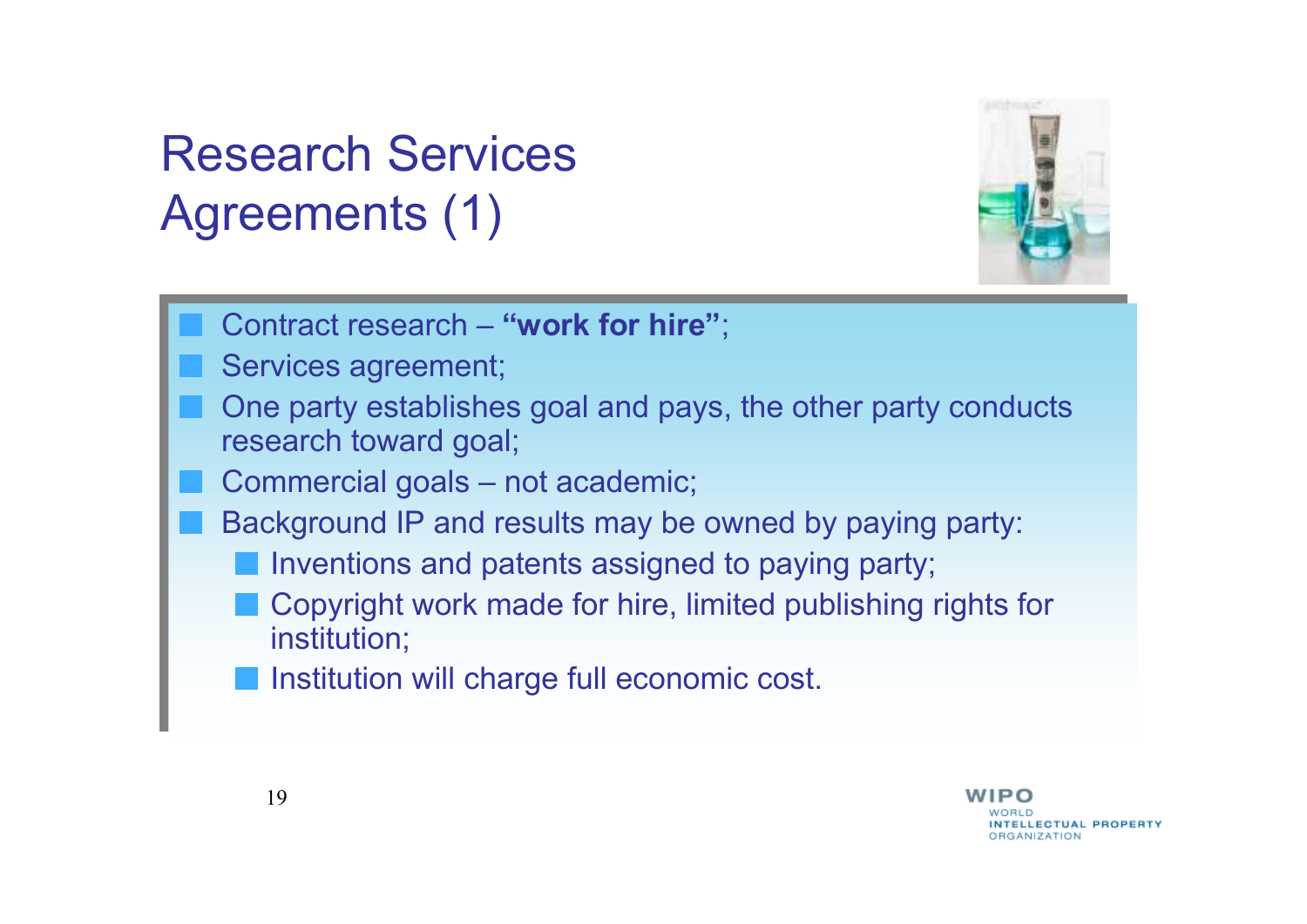# Research Services Agreements (1)

- Contract research – **"work for hire"**;
- Services agreement;
- One party establishes goal and pays, the other party conducts research toward goal;
- Commercial goals – not academic;
- Background IP and results may be owned by paying party:
  - Inventions and patents assigned to paying party;
  - Copyright work made for hire, limited publishing rights for institution;
  - Institution will charge full economic cost.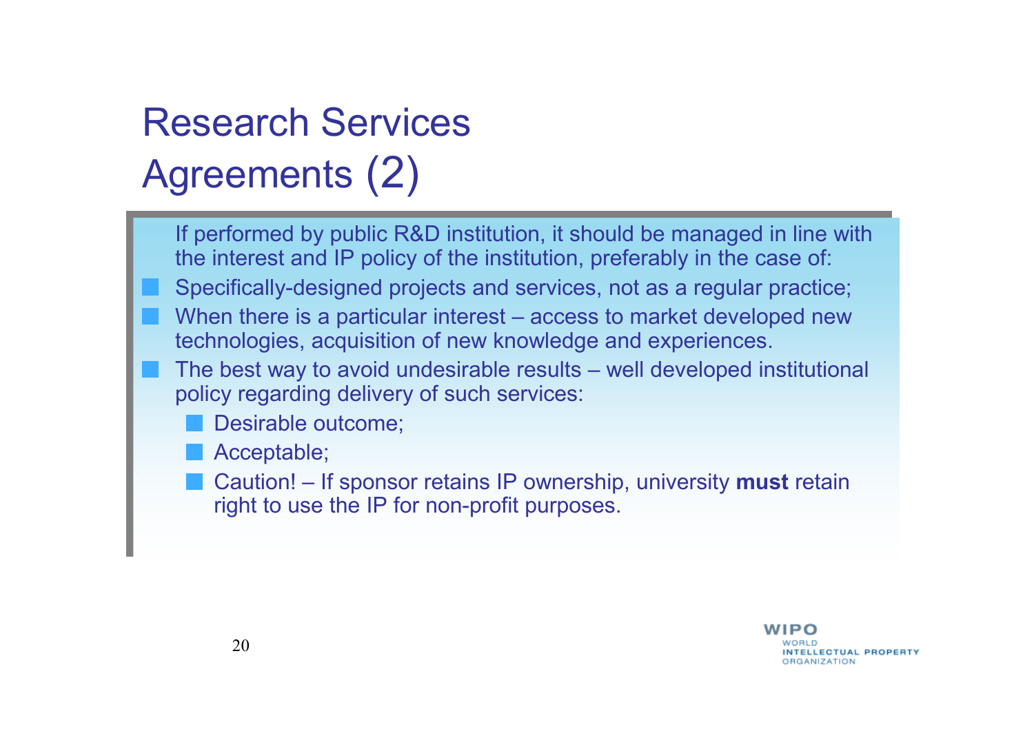# Research Services Agreements (2)

If performed by public R&D institution, it should be managed in line with the interest and IP policy of the institution, preferably in the case of:

- Specifically-designed projects and services, not as a regular practice;
- When there is a particular interest – access to market developed new technologies, acquisition of new knowledge and experiences.
- The best way to avoid undesirable results – well developed institutional policy regarding delivery of such services:
  - Desirable outcome;
  - Acceptable;
  - Caution! – If sponsor retains IP ownership, university **must** retain right to use the IP for non-profit purposes.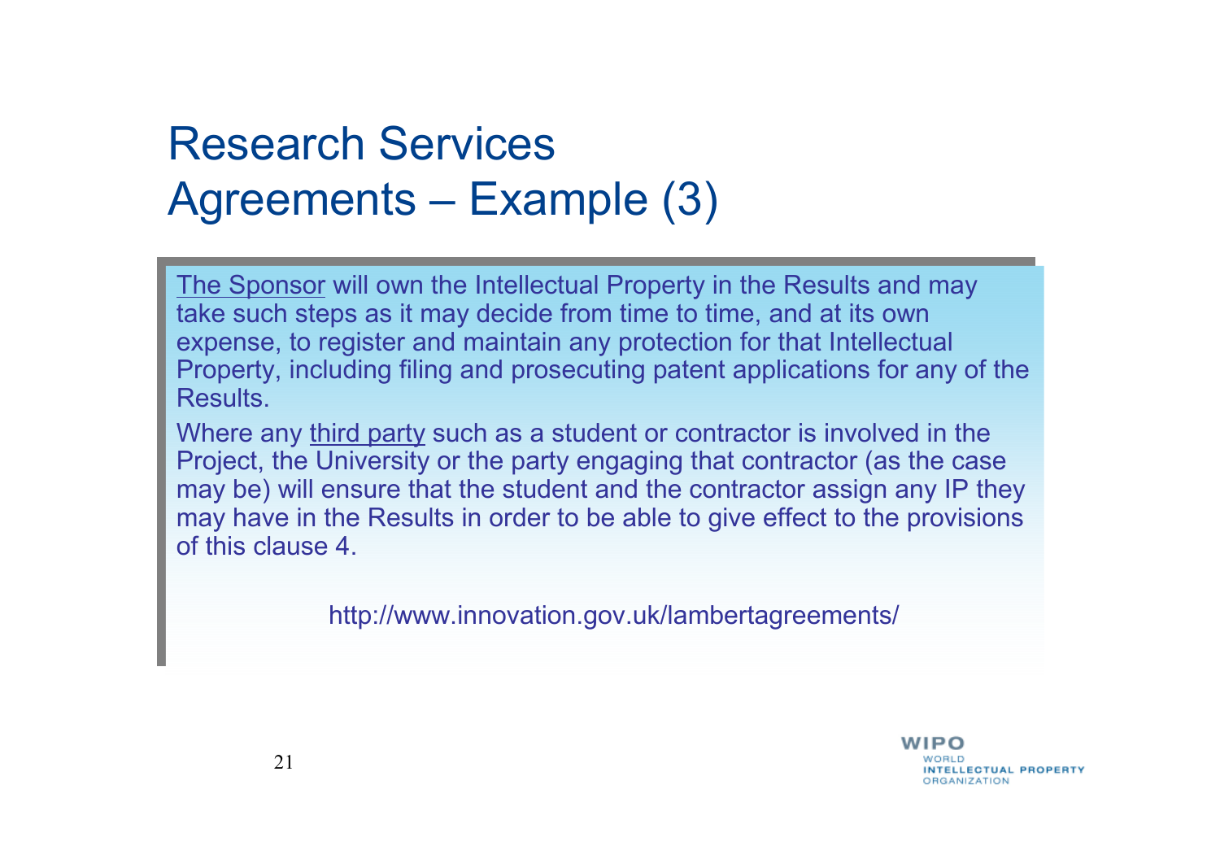# Research Services Agreements – Example (3)

<u>The Sponsor</u> will own the Intellectual Property in the Results and may take such steps as it may decide from time to time, and at its own expense, to register and maintain any protection for that Intellectual Property, including filing and prosecuting patent applications for any of the Results.

Where any <u>third party</u> such as a student or contractor is involved in the Project, the University or the party engaging that contractor (as the case may be) will ensure that the student and the contractor assign any IP they may have in the Results in order to be able to give effect to the provisions of this clause 4.

http://www.innovation.gov.uk/lambertagreements/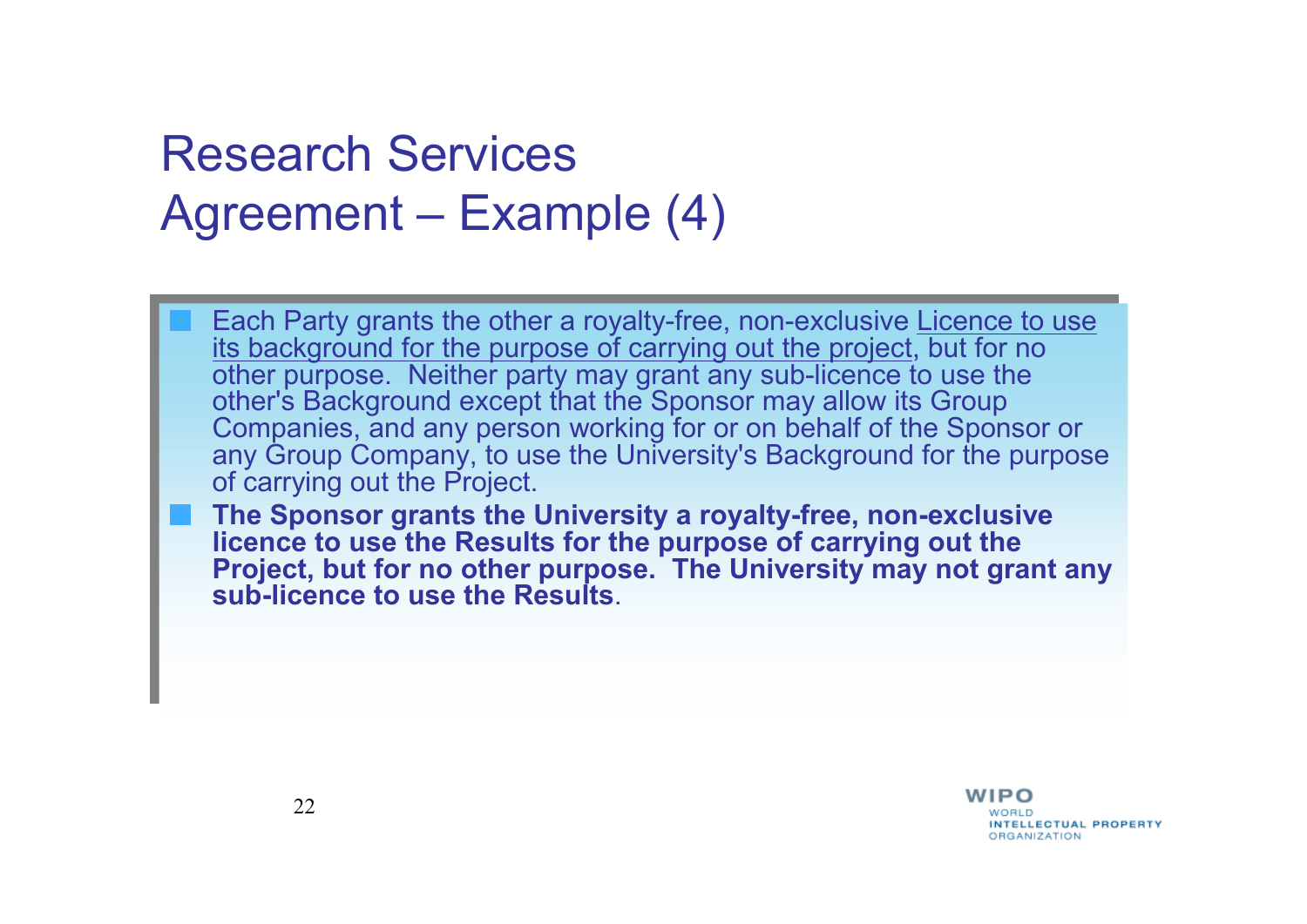# Research Services Agreement – Example (4)

- Each Party grants the other a royalty-free, non-exclusive <u>Licence to use its background for the purpose of carrying out the project</u>, but for no other purpose. Neither party may grant any sub-licence to use the other's Background except that the Sponsor may allow its Group Companies, and any person working for or on behalf of the Sponsor or any Group Company, to use the University's Background for the purpose of carrying out the Project.
- **The Sponsor grants the University a royalty-free, non-exclusive licence to use the Results for the purpose of carrying out the Project, but for no other purpose. The University may not grant any sub-licence to use the Results**.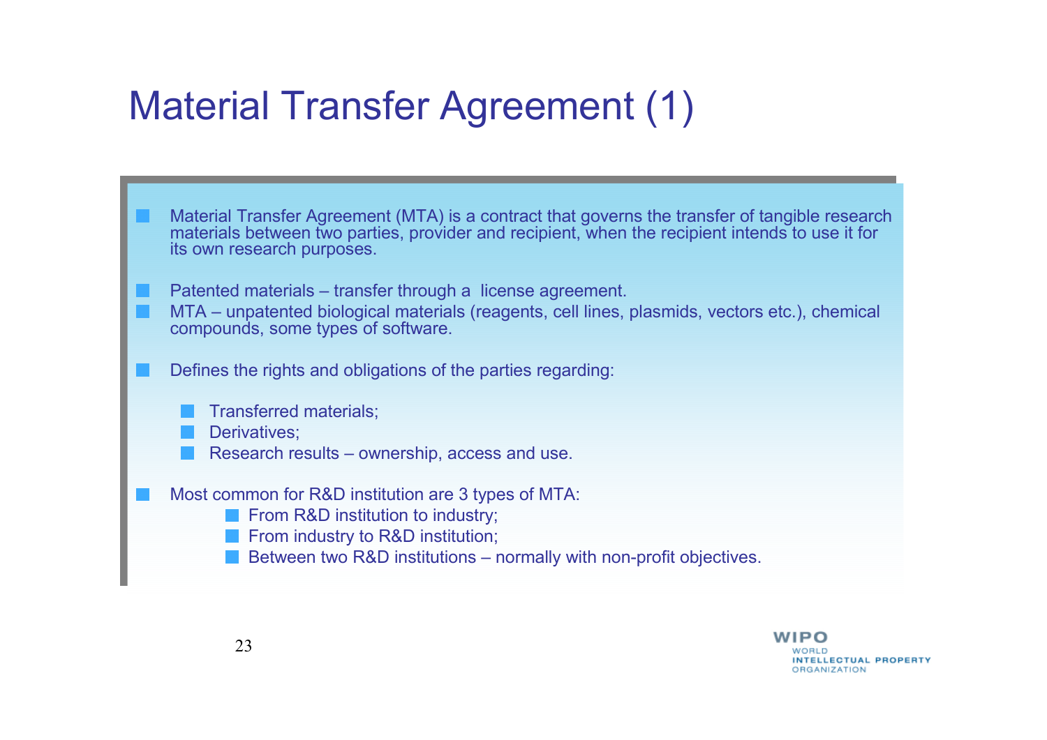# Material Transfer Agreement (1)

- Material Transfer Agreement (MTA) is a contract that governs the transfer of tangible research materials between two parties, provider and recipient, when the recipient intends to use it for its own research purposes.

- Patented materials – transfer through a license agreement.
- MTA – unpatented biological materials (reagents, cell lines, plasmids, vectors etc.), chemical compounds, some types of software.

- Defines the rights and obligations of the parties regarding:
  - Transferred materials;
  - Derivatives;
  - Research results – ownership, access and use.

- Most common for R&D institution are 3 types of MTA:
  - From R&D institution to industry;
  - From industry to R&D institution;
  - Between two R&D institutions – normally with non-profit objectives.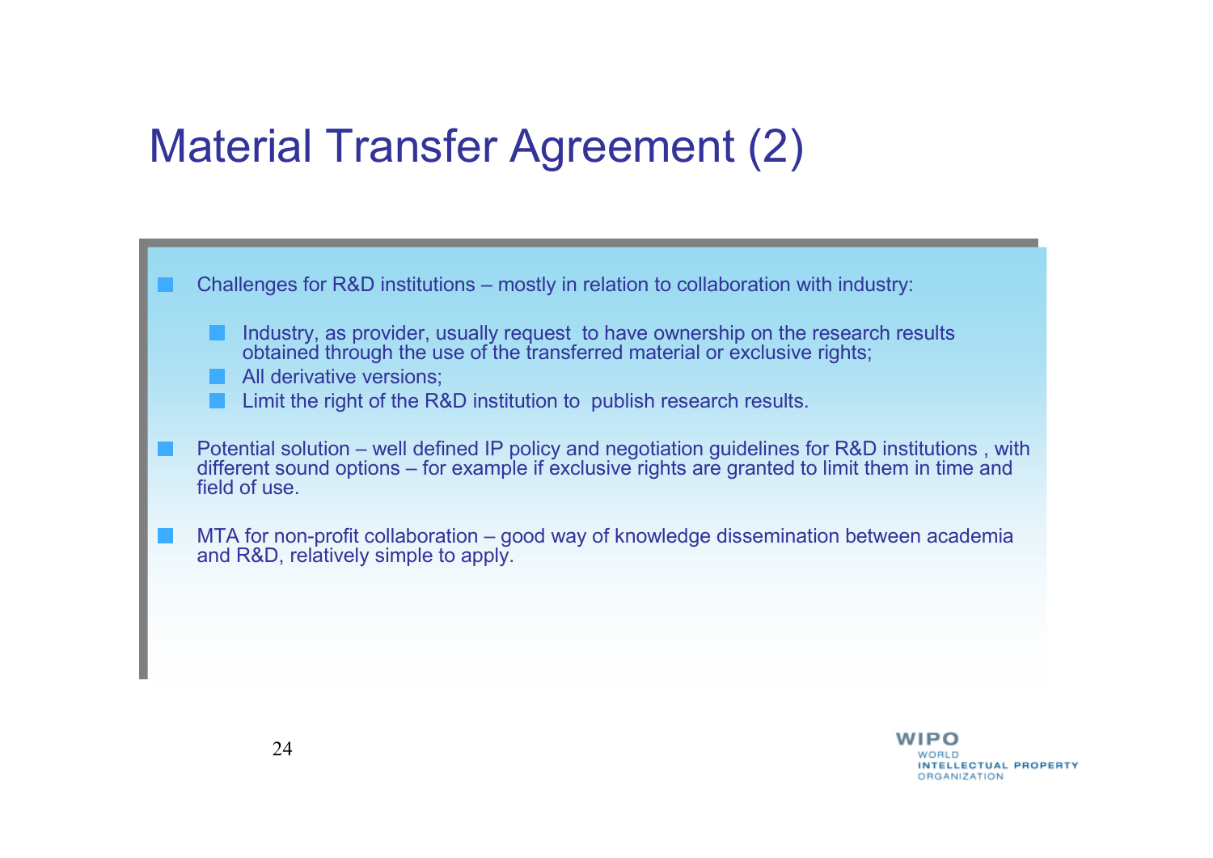# Material Transfer Agreement (2)

- Challenges for R&D institutions – mostly in relation to collaboration with industry:
  - Industry, as provider, usually request to have ownership on the research results obtained through the use of the transferred material or exclusive rights;
  - All derivative versions;
  - Limit the right of the R&D institution to publish research results.
- Potential solution – well defined IP policy and negotiation guidelines for R&D institutions , with different sound options – for example if exclusive rights are granted to limit them in time and field of use.
- MTA for non-profit collaboration – good way of knowledge dissemination between academia and R&D, relatively simple to apply.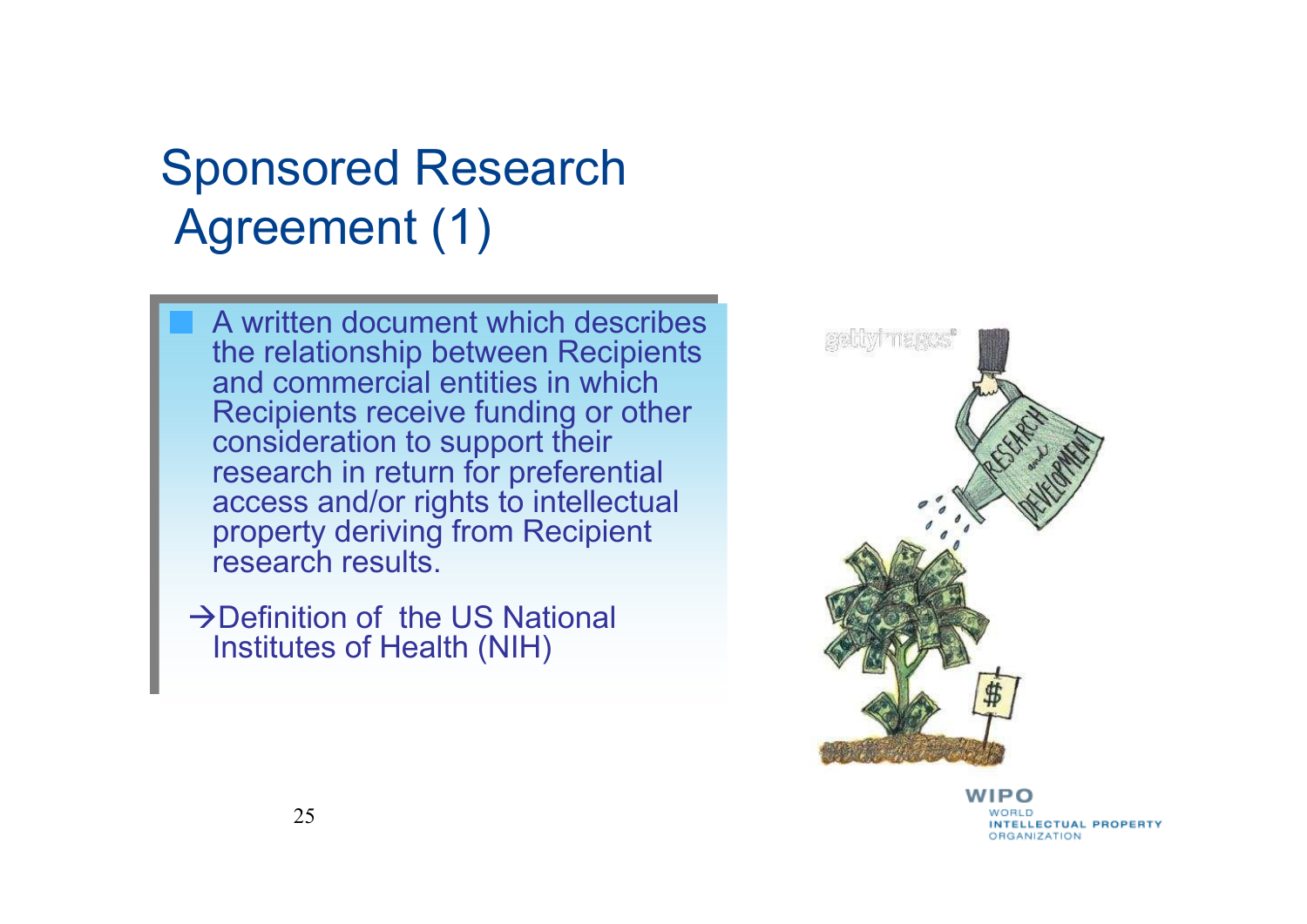# Sponsored Research Agreement (1)

- A written document which describes the relationship between Recipients and commercial entities in which Recipients receive funding or other consideration to support their research in return for preferential access and/or rights to intellectual property deriving from Recipient research results.

→Definition of the US National Institutes of Health (NIH)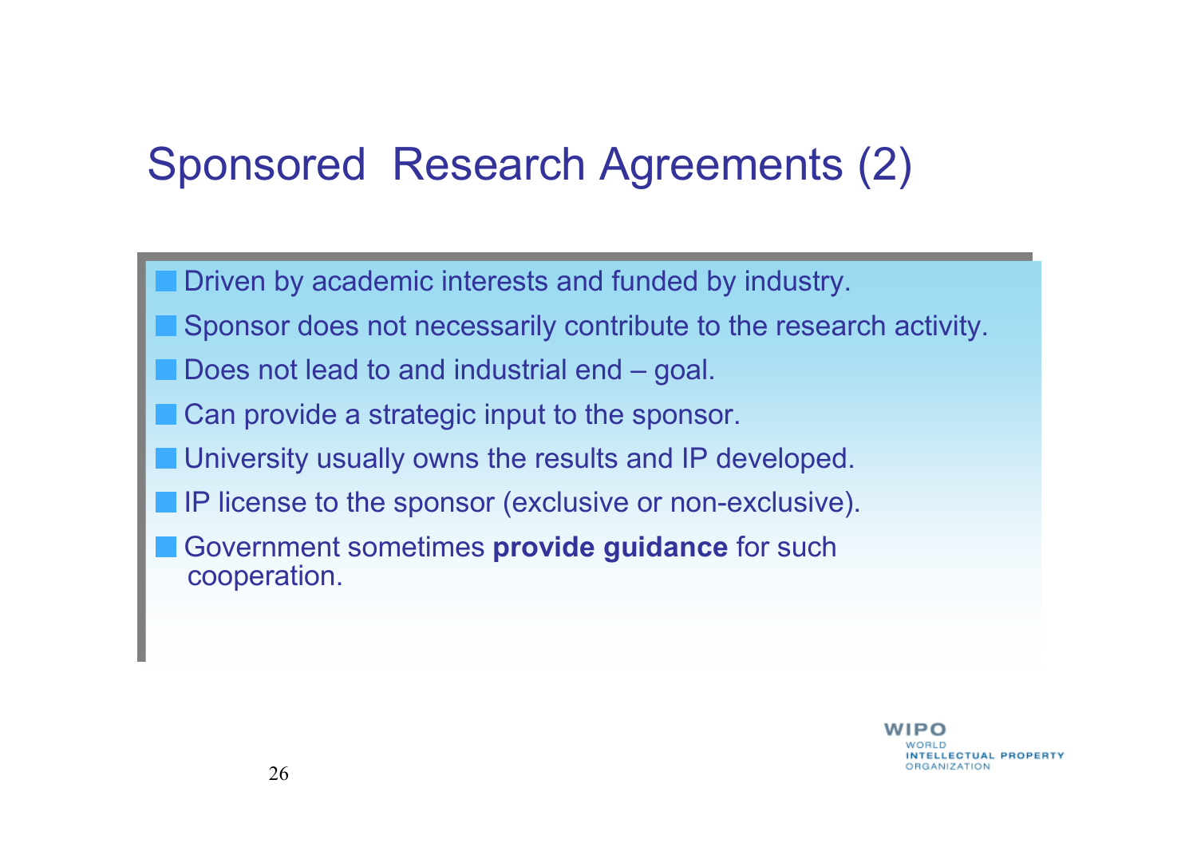# Sponsored Research Agreements (2)

- Driven by academic interests and funded by industry.
- Sponsor does not necessarily contribute to the research activity.
- Does not lead to and industrial end – goal.
- Can provide a strategic input to the sponsor.
- University usually owns the results and IP developed.
- IP license to the sponsor (exclusive or non-exclusive).
- Government sometimes **provide guidance** for such cooperation.

WIPO WORLD INTELLECTUAL PROPERTY ORGANIZATION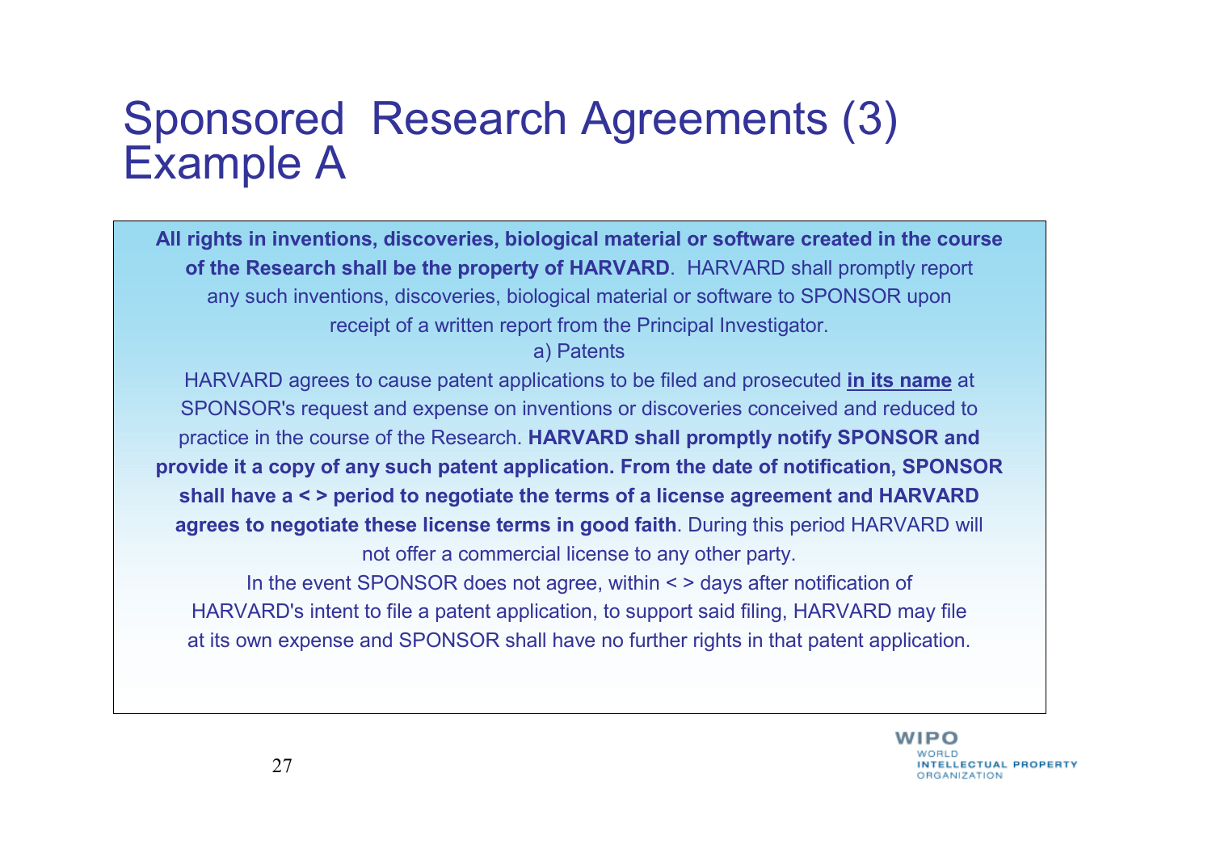# Sponsored Research Agreements (3) Example A

**All rights in inventions, discoveries, biological material or software created in the course of the Research shall be the property of HARVARD**. HARVARD shall promptly report any such inventions, discoveries, biological material or software to SPONSOR upon receipt of a written report from the Principal Investigator.

a) Patents

HARVARD agrees to cause patent applications to be filed and prosecuted **<u>in its name</u>** at SPONSOR's request and expense on inventions or discoveries conceived and reduced to practice in the course of the Research. **HARVARD shall promptly notify SPONSOR and provide it a copy of any such patent application. From the date of notification, SPONSOR shall have a < > period to negotiate the terms of a license agreement and HARVARD agrees to negotiate these license terms in good faith**. During this period HARVARD will not offer a commercial license to any other party.

In the event SPONSOR does not agree, within < > days after notification of HARVARD's intent to file a patent application, to support said filing, HARVARD may file at its own expense and SPONSOR shall have no further rights in that patent application.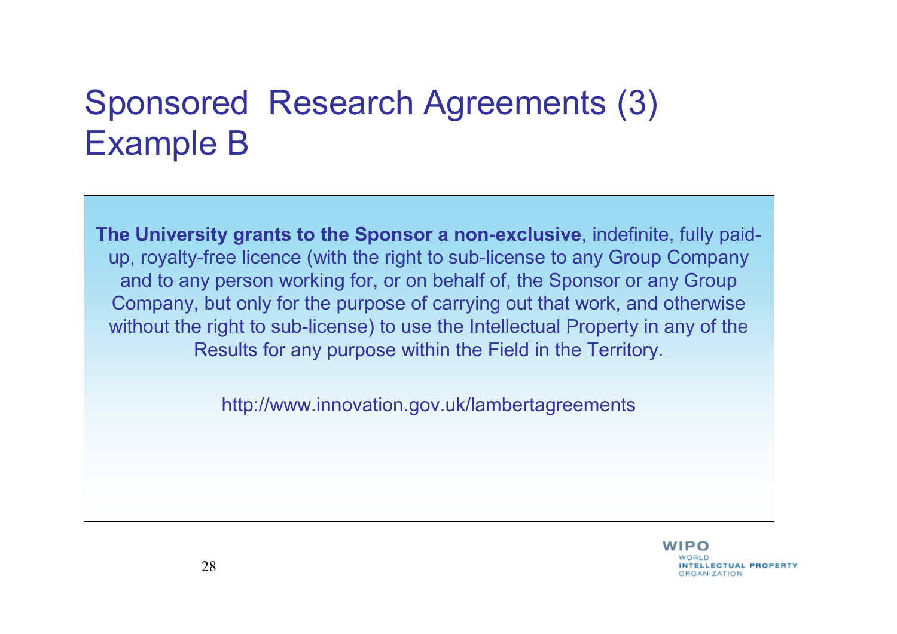# Sponsored Research Agreements (3) Example B

**The University grants to the Sponsor a non-exclusive**, indefinite, fully paid-up, royalty-free licence (with the right to sub-license to any Group Company and to any person working for, or on behalf of, the Sponsor or any Group Company, but only for the purpose of carrying out that work, and otherwise without the right to sub-license) to use the Intellectual Property in any of the Results for any purpose within the Field in the Territory.

http://www.innovation.gov.uk/lambertagreements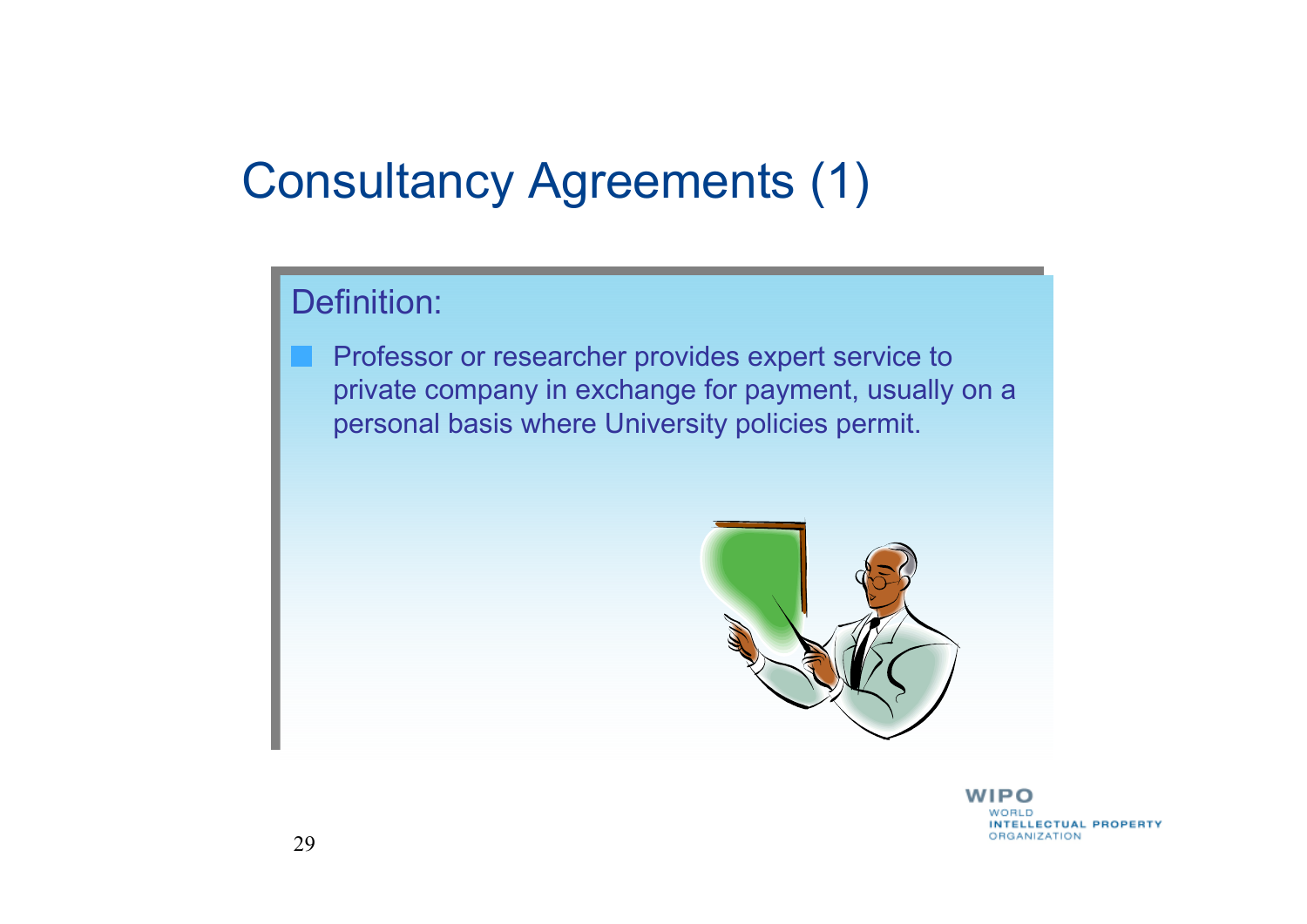# Consultancy Agreements (1)

Definition:

- Professor or researcher provides expert service to private company in exchange for payment, usually on a personal basis where University policies permit.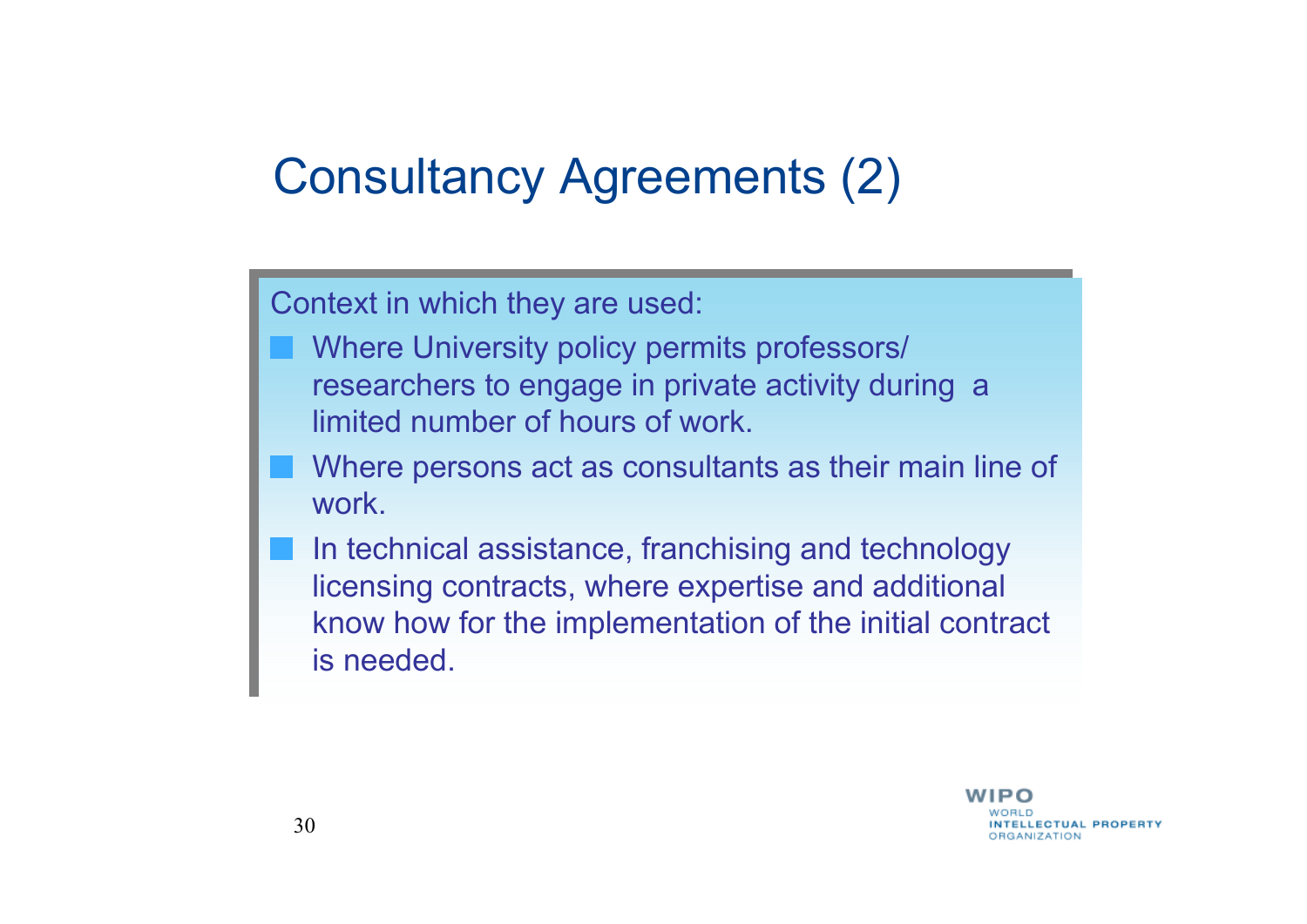# Consultancy Agreements (2)

Context in which they are used:

- Where University policy permits professors/ researchers to engage in private activity during a limited number of hours of work.
- Where persons act as consultants as their main line of work.
- In technical assistance, franchising and technology licensing contracts, where expertise and additional know how for the implementation of the initial contract is needed.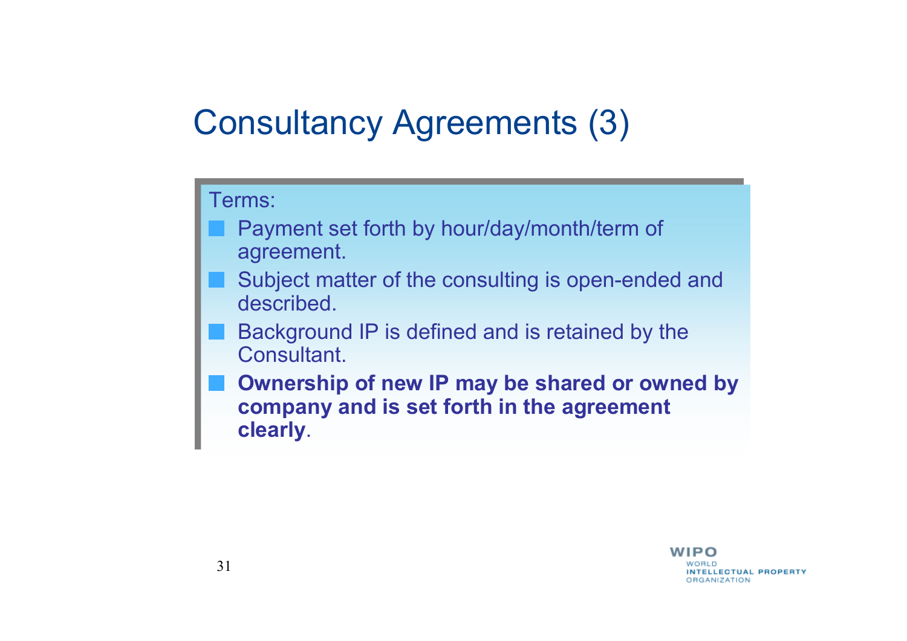# Consultancy Agreements (3)

Terms:

- Payment set forth by hour/day/month/term of agreement.
- Subject matter of the consulting is open-ended and described.
- Background IP is defined and is retained by the Consultant.
- **Ownership of new IP may be shared or owned by company and is set forth in the agreement clearly**.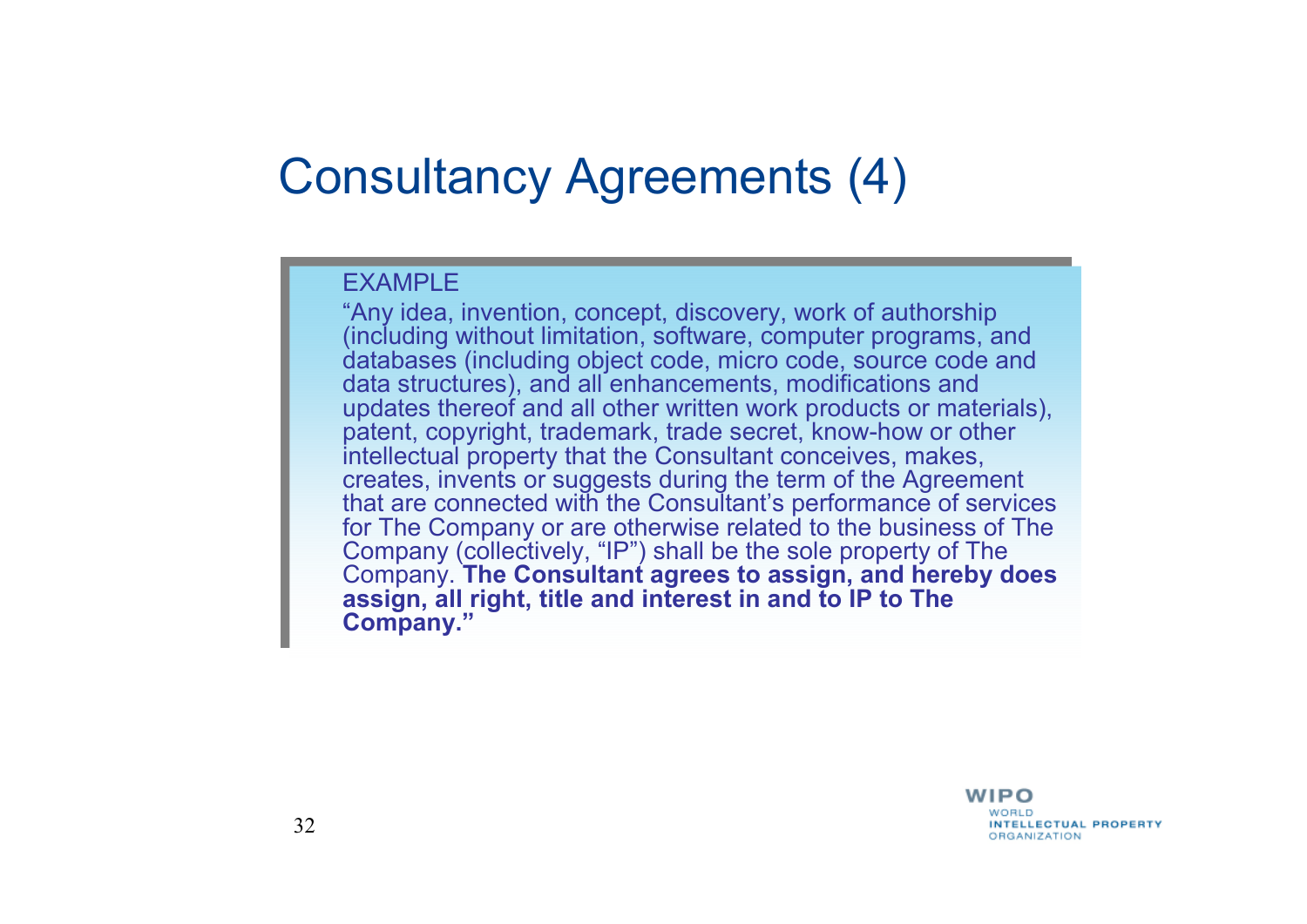# Consultancy Agreements (4)

EXAMPLE

"Any idea, invention, concept, discovery, work of authorship (including without limitation, software, computer programs, and databases (including object code, micro code, source code and data structures), and all enhancements, modifications and updates thereof and all other written work products or materials), patent, copyright, trademark, trade secret, know-how or other intellectual property that the Consultant conceives, makes, creates, invents or suggests during the term of the Agreement that are connected with the Consultant's performance of services for The Company or are otherwise related to the business of The Company (collectively, "IP") shall be the sole property of The Company. **The Consultant agrees to assign, and hereby does assign, all right, title and interest in and to IP to The Company."**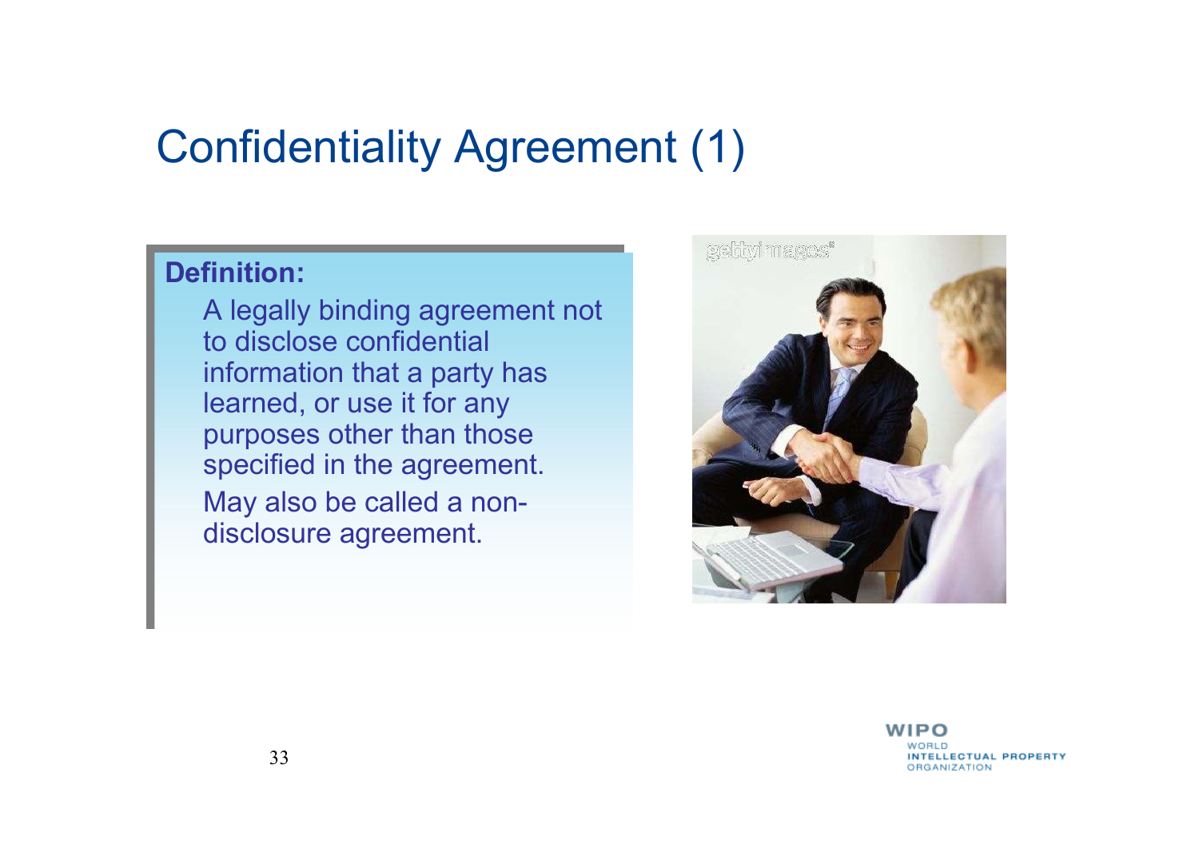# Confidentiality Agreement (1)

**Definition:**

A legally binding agreement not to disclose confidential information that a party has learned, or use it for any purposes other than those specified in the agreement.

May also be called a non-disclosure agreement.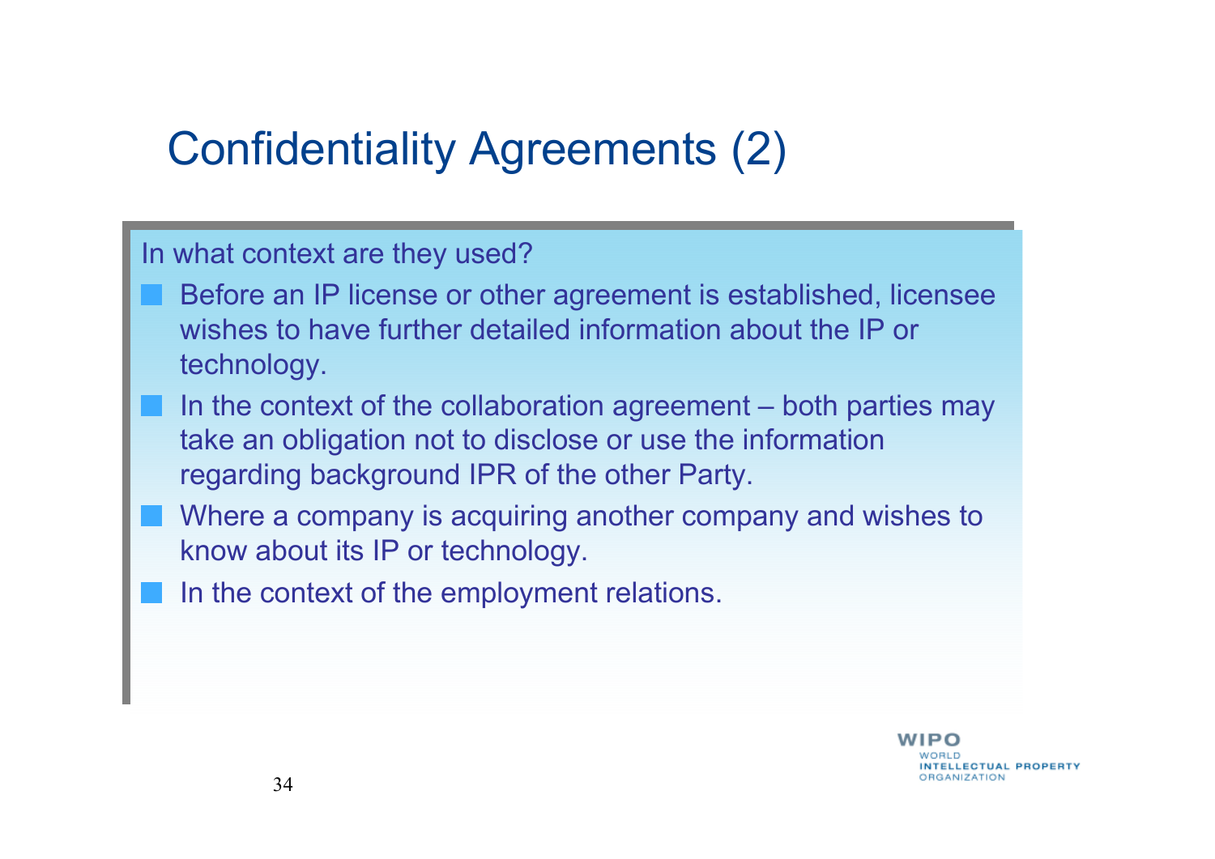# Confidentiality Agreements (2)

In what context are they used?

- Before an IP license or other agreement is established, licensee wishes to have further detailed information about the IP or technology.
- In the context of the collaboration agreement – both parties may take an obligation not to disclose or use the information regarding background IPR of the other Party.
- Where a company is acquiring another company and wishes to know about its IP or technology.
- In the context of the employment relations.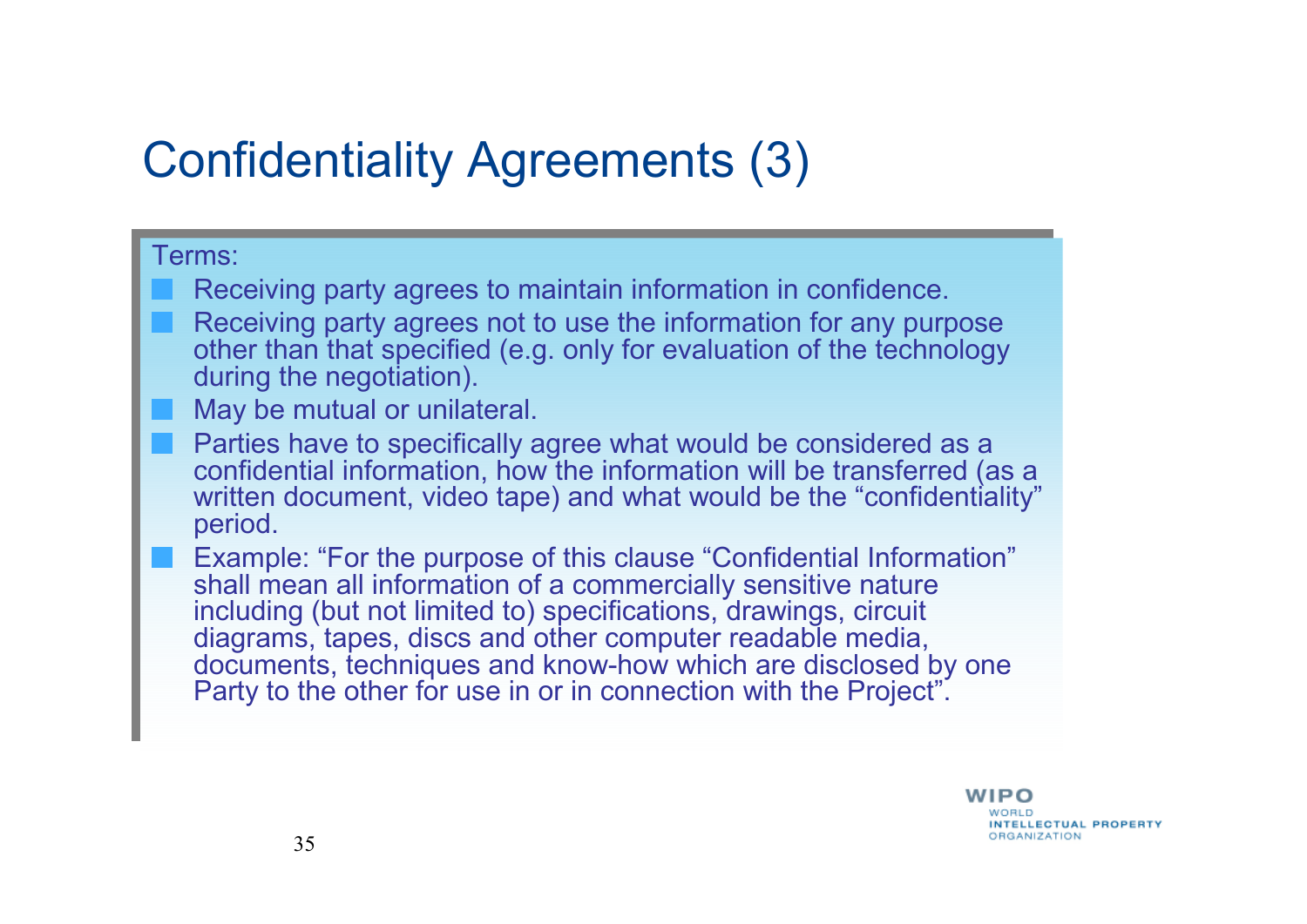# Confidentiality Agreements (3)

Terms:

- Receiving party agrees to maintain information in confidence.
- Receiving party agrees not to use the information for any purpose other than that specified (e.g. only for evaluation of the technology during the negotiation).
- May be mutual or unilateral.
- Parties have to specifically agree what would be considered as a confidential information, how the information will be transferred (as a written document, video tape) and what would be the "confidentiality" period.
- Example: "For the purpose of this clause "Confidential Information" shall mean all information of a commercially sensitive nature including (but not limited to) specifications, drawings, circuit diagrams, tapes, discs and other computer readable media, documents, techniques and know-how which are disclosed by one Party to the other for use in or in connection with the Project".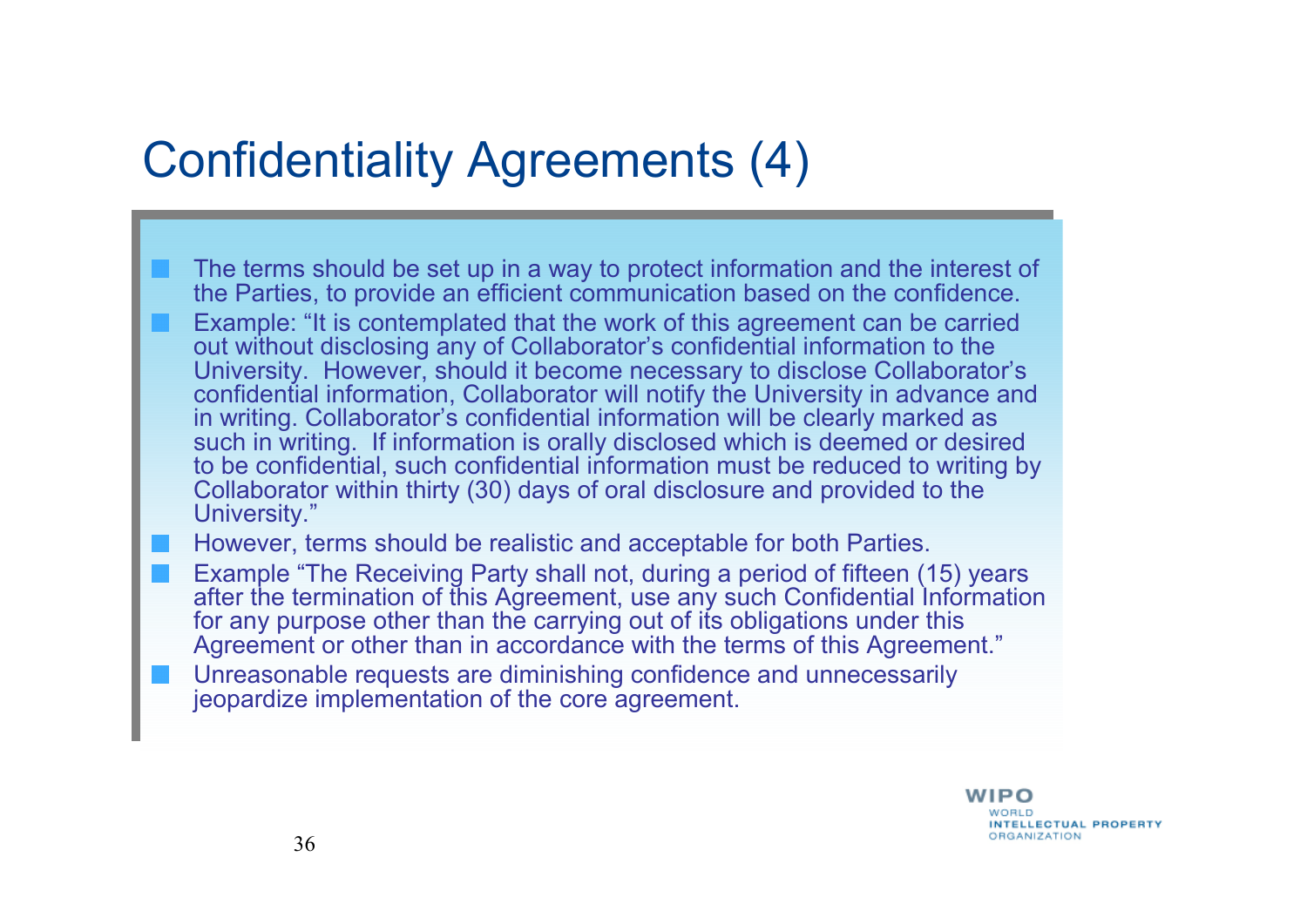# Confidentiality Agreements (4)

- The terms should be set up in a way to protect information and the interest of the Parties, to provide an efficient communication based on the confidence.
- Example: “It is contemplated that the work of this agreement can be carried out without disclosing any of Collaborator’s confidential information to the University. However, should it become necessary to disclose Collaborator’s confidential information, Collaborator will notify the University in advance and in writing. Collaborator’s confidential information will be clearly marked as such in writing. If information is orally disclosed which is deemed or desired to be confidential, such confidential information must be reduced to writing by Collaborator within thirty (30) days of oral disclosure and provided to the University.”
- However, terms should be realistic and acceptable for both Parties.
- Example “The Receiving Party shall not, during a period of fifteen (15) years after the termination of this Agreement, use any such Confidential Information for any purpose other than the carrying out of its obligations under this Agreement or other than in accordance with the terms of this Agreement.”
- Unreasonable requests are diminishing confidence and unnecessarily jeopardize implementation of the core agreement.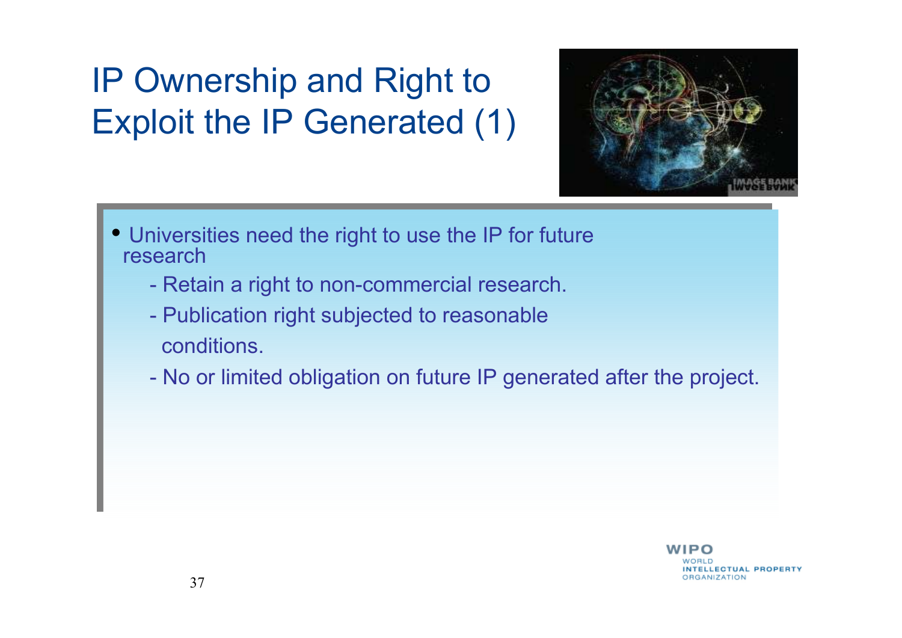# IP Ownership and Right to Exploit the IP Generated (1)

- Universities need the right to use the IP for future research
  - Retain a right to non-commercial research.
  - Publication right subjected to reasonable conditions.
  - No or limited obligation on future IP generated after the project.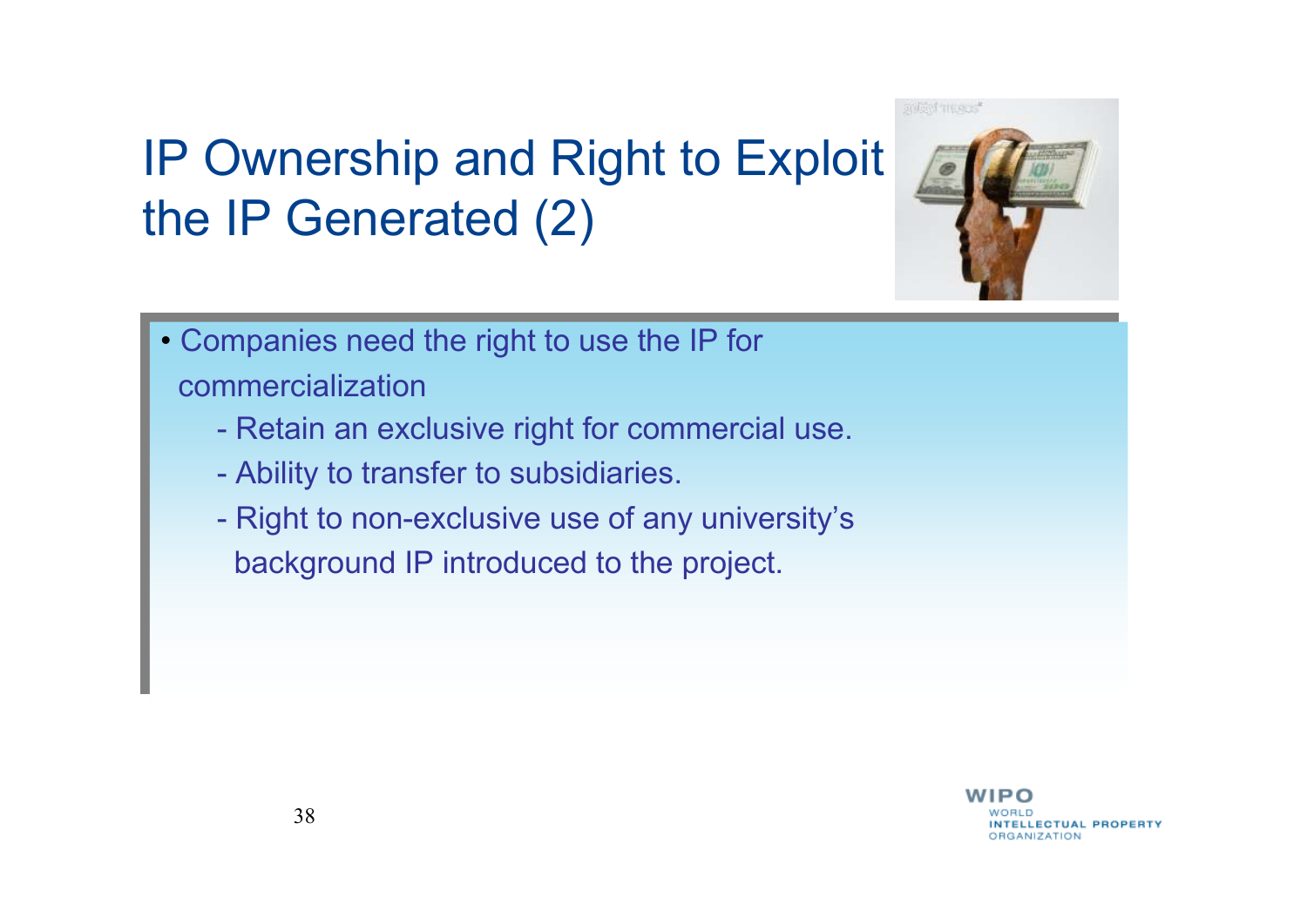# IP Ownership and Right to Exploit the IP Generated (2)

- Companies need the right to use the IP for commercialization
  - Retain an exclusive right for commercial use.
  - Ability to transfer to subsidiaries.
  - Right to non-exclusive use of any university's background IP introduced to the project.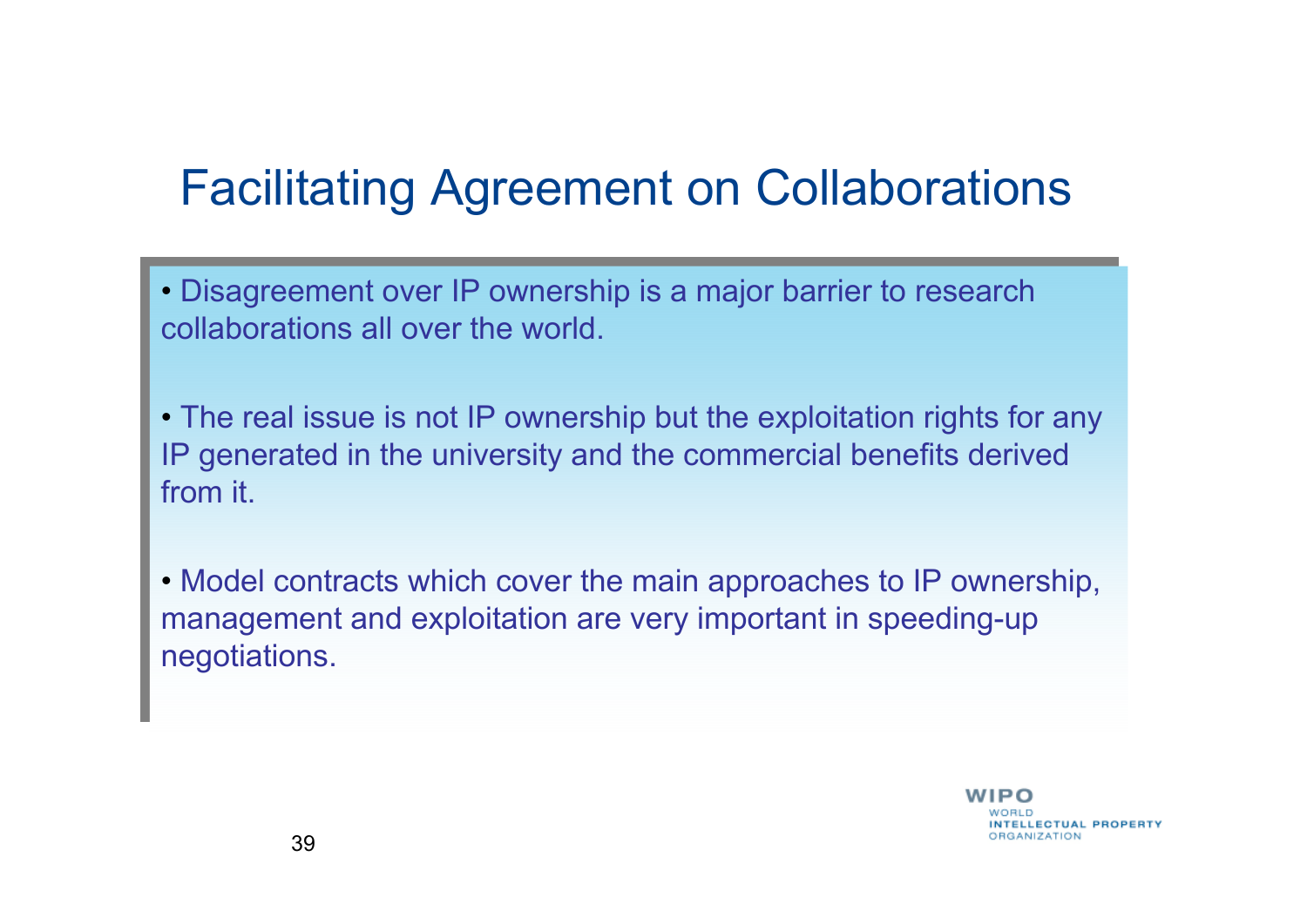# Facilitating Agreement on Collaborations

- Disagreement over IP ownership is a major barrier to research collaborations all over the world.

- The real issue is not IP ownership but the exploitation rights for any IP generated in the university and the commercial benefits derived from it.

- Model contracts which cover the main approaches to IP ownership, management and exploitation are very important in speeding-up negotiations.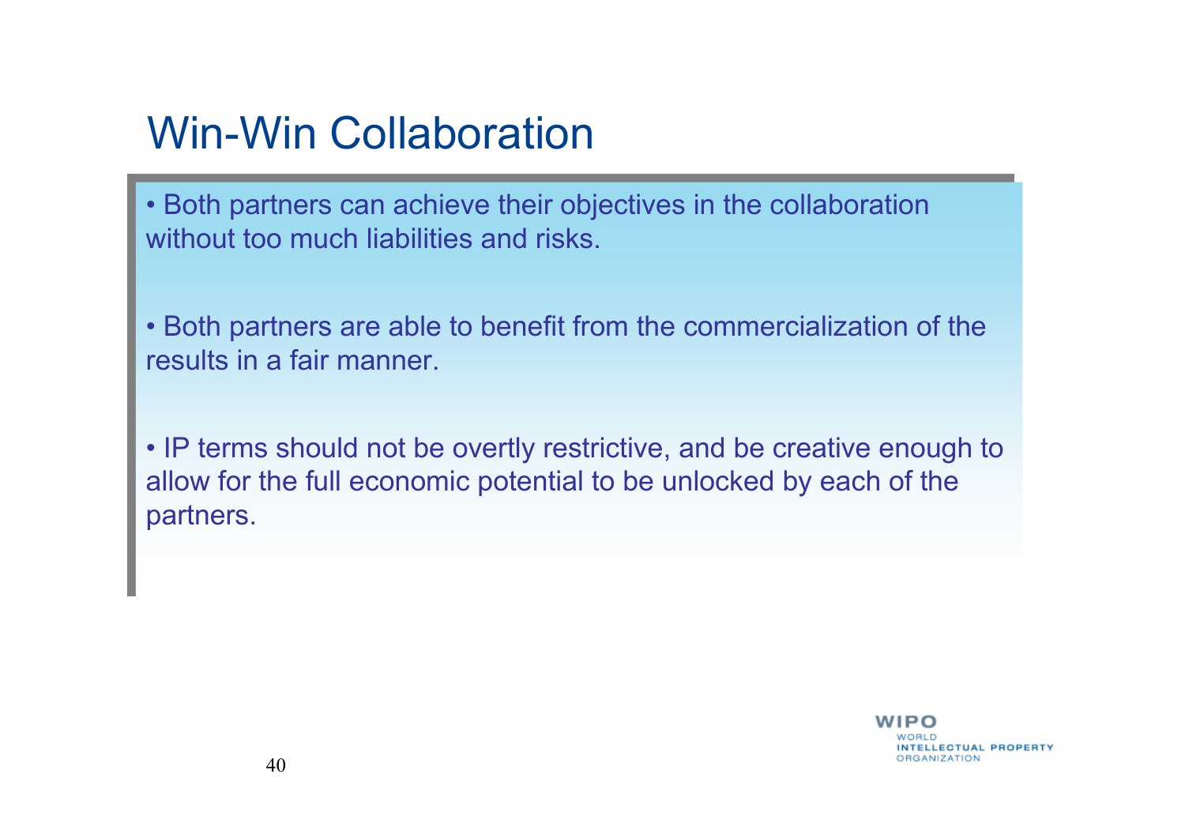# Win-Win Collaboration

- Both partners can achieve their objectives in the collaboration without too much liabilities and risks.

- Both partners are able to benefit from the commercialization of the results in a fair manner.

- IP terms should not be overtly restrictive, and be creative enough to allow for the full economic potential to be unlocked by each of the partners.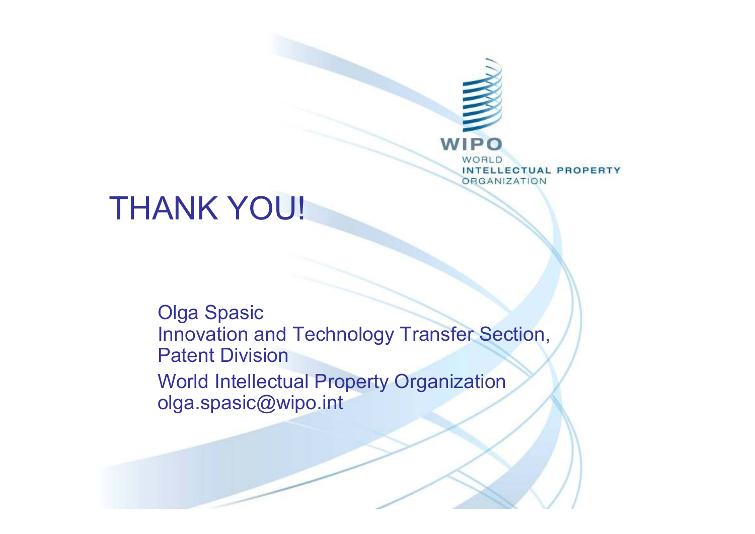WIPO

WORLD INTELLECTUAL PROPERTY ORGANIZATION

# THANK YOU!

Olga Spasic
Innovation and Technology Transfer Section, Patent Division

World Intellectual Property Organization
olga.spasic@wipo.int